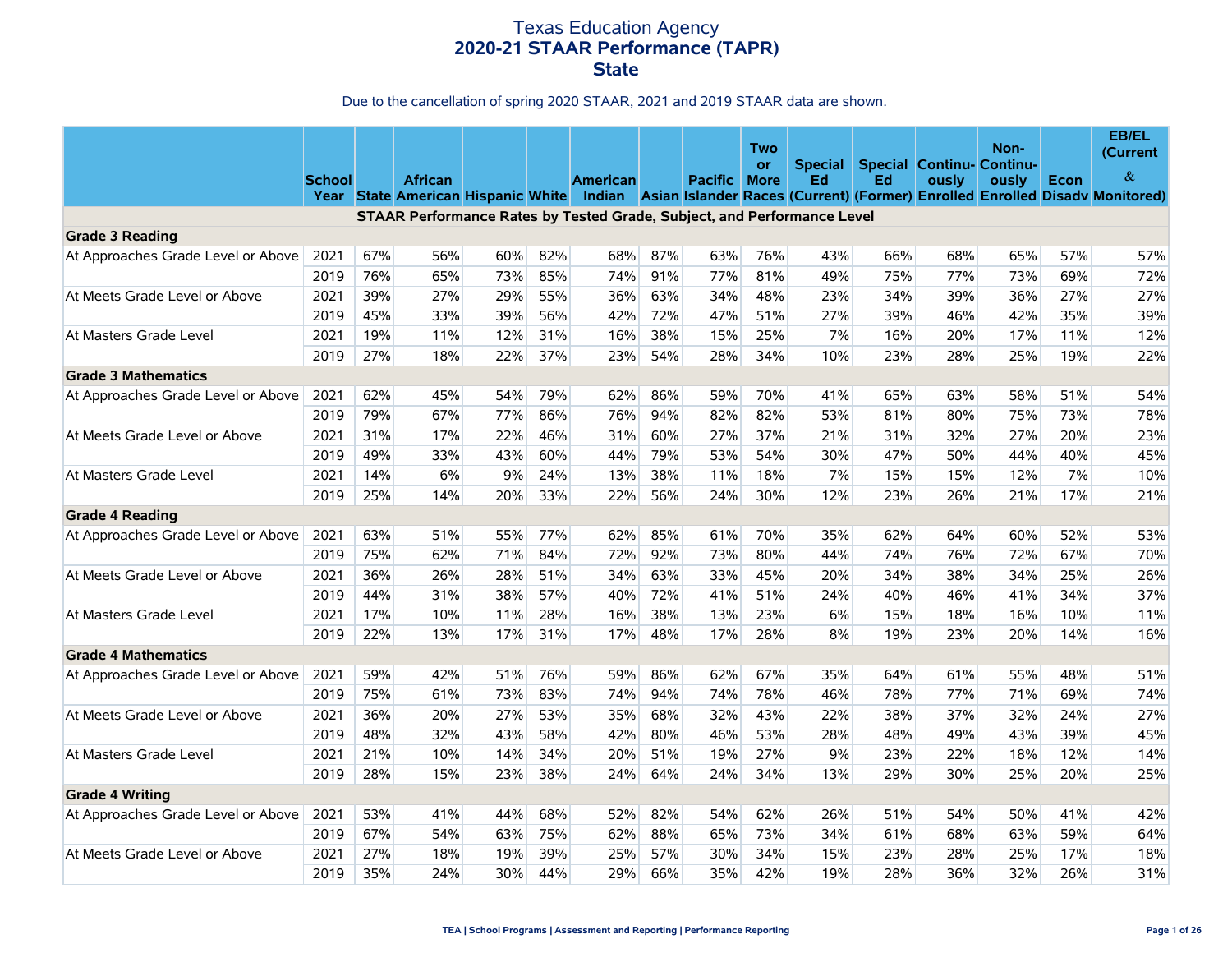# Texas Education Agency
## 2020-21 STAAR Performance (TAPR)
## State

Due to the cancellation of spring 2020 STAAR, 2021 and 2019 STAAR data are shown.

| | School Year | State | African American | Hispanic | White | American Indian | Asian | Pacific Islander | Two or More Races | Special Ed (Current) | Special Ed (Former) | Continuously Enrolled | Non-Continuously Enrolled | Econ Disadv | EB/EL (Current & Monitored) |
|---|---|---|---|---|---|---|---|---|---|---|---|---|---|---|---|
| **STAAR Performance Rates by Tested Grade, Subject, and Performance Level** | | | | | | | | | | | | | | | |
| **Grade 3 Reading** | | | | | | | | | | | | | | | |
| At Approaches Grade Level or Above | 2021 | 67% | 56% | 60% | 82% | 68% | 87% | 63% | 76% | 43% | 66% | 68% | 65% | 57% | 57% |
| | 2019 | 76% | 65% | 73% | 85% | 74% | 91% | 77% | 81% | 49% | 75% | 77% | 73% | 69% | 72% |
| At Meets Grade Level or Above | 2021 | 39% | 27% | 29% | 55% | 36% | 63% | 34% | 48% | 23% | 34% | 39% | 36% | 27% | 27% |
| | 2019 | 45% | 33% | 39% | 56% | 42% | 72% | 47% | 51% | 27% | 39% | 46% | 42% | 35% | 39% |
| At Masters Grade Level | 2021 | 19% | 11% | 12% | 31% | 16% | 38% | 15% | 25% | 7% | 16% | 20% | 17% | 11% | 12% |
| | 2019 | 27% | 18% | 22% | 37% | 23% | 54% | 28% | 34% | 10% | 23% | 28% | 25% | 19% | 22% |
| **Grade 3 Mathematics** | | | | | | | | | | | | | | | |
| At Approaches Grade Level or Above | 2021 | 62% | 45% | 54% | 79% | 62% | 86% | 59% | 70% | 41% | 65% | 63% | 58% | 51% | 54% |
| | 2019 | 79% | 67% | 77% | 86% | 76% | 94% | 82% | 82% | 53% | 81% | 80% | 75% | 73% | 78% |
| At Meets Grade Level or Above | 2021 | 31% | 17% | 22% | 46% | 31% | 60% | 27% | 37% | 21% | 31% | 32% | 27% | 20% | 23% |
| | 2019 | 49% | 33% | 43% | 60% | 44% | 79% | 53% | 54% | 30% | 47% | 50% | 44% | 40% | 45% |
| At Masters Grade Level | 2021 | 14% | 6% | 9% | 24% | 13% | 38% | 11% | 18% | 7% | 15% | 15% | 12% | 7% | 10% |
| | 2019 | 25% | 14% | 20% | 33% | 22% | 56% | 24% | 30% | 12% | 23% | 26% | 21% | 17% | 21% |
| **Grade 4 Reading** | | | | | | | | | | | | | | | |
| At Approaches Grade Level or Above | 2021 | 63% | 51% | 55% | 77% | 62% | 85% | 61% | 70% | 35% | 62% | 64% | 60% | 52% | 53% |
| | 2019 | 75% | 62% | 71% | 84% | 72% | 92% | 73% | 80% | 44% | 74% | 76% | 72% | 67% | 70% |
| At Meets Grade Level or Above | 2021 | 36% | 26% | 28% | 51% | 34% | 63% | 33% | 45% | 20% | 34% | 38% | 34% | 25% | 26% |
| | 2019 | 44% | 31% | 38% | 57% | 40% | 72% | 41% | 51% | 24% | 40% | 46% | 41% | 34% | 37% |
| At Masters Grade Level | 2021 | 17% | 10% | 11% | 28% | 16% | 38% | 13% | 23% | 6% | 15% | 18% | 16% | 10% | 11% |
| | 2019 | 22% | 13% | 17% | 31% | 17% | 48% | 17% | 28% | 8% | 19% | 23% | 20% | 14% | 16% |
| **Grade 4 Mathematics** | | | | | | | | | | | | | | | |
| At Approaches Grade Level or Above | 2021 | 59% | 42% | 51% | 76% | 59% | 86% | 62% | 67% | 35% | 64% | 61% | 55% | 48% | 51% |
| | 2019 | 75% | 61% | 73% | 83% | 74% | 94% | 74% | 78% | 46% | 78% | 77% | 71% | 69% | 74% |
| At Meets Grade Level or Above | 2021 | 36% | 20% | 27% | 53% | 35% | 68% | 32% | 43% | 22% | 38% | 37% | 32% | 24% | 27% |
| | 2019 | 48% | 32% | 43% | 58% | 42% | 80% | 46% | 53% | 28% | 48% | 49% | 43% | 39% | 45% |
| At Masters Grade Level | 2021 | 21% | 10% | 14% | 34% | 20% | 51% | 19% | 27% | 9% | 23% | 22% | 18% | 12% | 14% |
| | 2019 | 28% | 15% | 23% | 38% | 24% | 64% | 24% | 34% | 13% | 29% | 30% | 25% | 20% | 25% |
| **Grade 4 Writing** | | | | | | | | | | | | | | | |
| At Approaches Grade Level or Above | 2021 | 53% | 41% | 44% | 68% | 52% | 82% | 54% | 62% | 26% | 51% | 54% | 50% | 41% | 42% |
| | 2019 | 67% | 54% | 63% | 75% | 62% | 88% | 65% | 73% | 34% | 61% | 68% | 63% | 59% | 64% |
| At Meets Grade Level or Above | 2021 | 27% | 18% | 19% | 39% | 25% | 57% | 30% | 34% | 15% | 23% | 28% | 25% | 17% | 18% |
| | 2019 | 35% | 24% | 30% | 44% | 29% | 66% | 35% | 42% | 19% | 28% | 36% | 32% | 26% | 31% |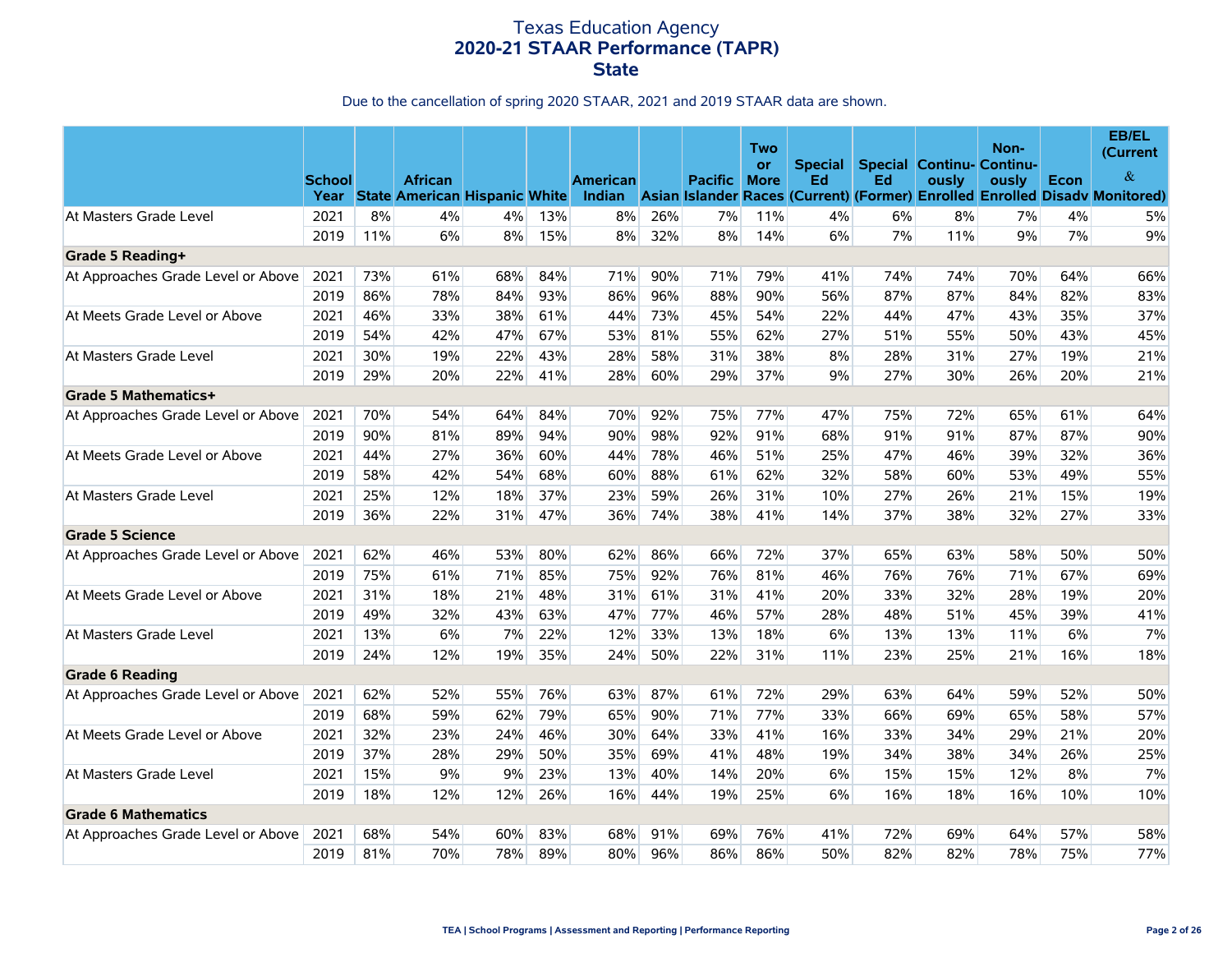# Texas Education Agency
## 2020-21 STAAR Performance (TAPR)
## State

Due to the cancellation of spring 2020 STAAR, 2021 and 2019 STAAR data are shown.

| | School Year | State | African American | Hispanic | White | American Indian | Asian | Pacific Islander | Two or More Races | Special Ed (Current) | Special Ed (Former) | Continu-ously Enrolled | Non-Continu-ously Enrolled | Econ Disadv | EB/EL (Current & Monitored) |
|---|---|---|---|---|---|---|---|---|---|---|---|---|---|---|---|
| At Masters Grade Level | 2021 | 8% | 4% | 4% | 13% | 8% | 26% | 7% | 11% | 4% | 6% | 8% | 7% | 4% | 5% |
| | 2019 | 11% | 6% | 8% | 15% | 8% | 32% | 8% | 14% | 6% | 7% | 11% | 9% | 7% | 9% |
| **Grade 5 Reading+** | | | | | | | | | | | | | | | |
| At Approaches Grade Level or Above | 2021 | 73% | 61% | 68% | 84% | 71% | 90% | 71% | 79% | 41% | 74% | 74% | 70% | 64% | 66% |
| | 2019 | 86% | 78% | 84% | 93% | 86% | 96% | 88% | 90% | 56% | 87% | 87% | 84% | 82% | 83% |
| At Meets Grade Level or Above | 2021 | 46% | 33% | 38% | 61% | 44% | 73% | 45% | 54% | 22% | 44% | 47% | 43% | 35% | 37% |
| | 2019 | 54% | 42% | 47% | 67% | 53% | 81% | 55% | 62% | 27% | 51% | 55% | 50% | 43% | 45% |
| At Masters Grade Level | 2021 | 30% | 19% | 22% | 43% | 28% | 58% | 31% | 38% | 8% | 28% | 31% | 27% | 19% | 21% |
| | 2019 | 29% | 20% | 22% | 41% | 28% | 60% | 29% | 37% | 9% | 27% | 30% | 26% | 20% | 21% |
| **Grade 5 Mathematics+** | | | | | | | | | | | | | | | |
| At Approaches Grade Level or Above | 2021 | 70% | 54% | 64% | 84% | 70% | 92% | 75% | 77% | 47% | 75% | 72% | 65% | 61% | 64% |
| | 2019 | 90% | 81% | 89% | 94% | 90% | 98% | 92% | 91% | 68% | 91% | 91% | 87% | 87% | 90% |
| At Meets Grade Level or Above | 2021 | 44% | 27% | 36% | 60% | 44% | 78% | 46% | 51% | 25% | 47% | 46% | 39% | 32% | 36% |
| | 2019 | 58% | 42% | 54% | 68% | 60% | 88% | 61% | 62% | 32% | 58% | 60% | 53% | 49% | 55% |
| At Masters Grade Level | 2021 | 25% | 12% | 18% | 37% | 23% | 59% | 26% | 31% | 10% | 27% | 26% | 21% | 15% | 19% |
| | 2019 | 36% | 22% | 31% | 47% | 36% | 74% | 38% | 41% | 14% | 37% | 38% | 32% | 27% | 33% |
| **Grade 5 Science** | | | | | | | | | | | | | | | |
| At Approaches Grade Level or Above | 2021 | 62% | 46% | 53% | 80% | 62% | 86% | 66% | 72% | 37% | 65% | 63% | 58% | 50% | 50% |
| | 2019 | 75% | 61% | 71% | 85% | 75% | 92% | 76% | 81% | 46% | 76% | 76% | 71% | 67% | 69% |
| At Meets Grade Level or Above | 2021 | 31% | 18% | 21% | 48% | 31% | 61% | 31% | 41% | 20% | 33% | 32% | 28% | 19% | 20% |
| | 2019 | 49% | 32% | 43% | 63% | 47% | 77% | 46% | 57% | 28% | 48% | 51% | 45% | 39% | 41% |
| At Masters Grade Level | 2021 | 13% | 6% | 7% | 22% | 12% | 33% | 13% | 18% | 6% | 13% | 13% | 11% | 6% | 7% |
| | 2019 | 24% | 12% | 19% | 35% | 24% | 50% | 22% | 31% | 11% | 23% | 25% | 21% | 16% | 18% |
| **Grade 6 Reading** | | | | | | | | | | | | | | | |
| At Approaches Grade Level or Above | 2021 | 62% | 52% | 55% | 76% | 63% | 87% | 61% | 72% | 29% | 63% | 64% | 59% | 52% | 50% |
| | 2019 | 68% | 59% | 62% | 79% | 65% | 90% | 71% | 77% | 33% | 66% | 69% | 65% | 58% | 57% |
| At Meets Grade Level or Above | 2021 | 32% | 23% | 24% | 46% | 30% | 64% | 33% | 41% | 16% | 33% | 34% | 29% | 21% | 20% |
| | 2019 | 37% | 28% | 29% | 50% | 35% | 69% | 41% | 48% | 19% | 34% | 38% | 34% | 26% | 25% |
| At Masters Grade Level | 2021 | 15% | 9% | 9% | 23% | 13% | 40% | 14% | 20% | 6% | 15% | 15% | 12% | 8% | 7% |
| | 2019 | 18% | 12% | 12% | 26% | 16% | 44% | 19% | 25% | 6% | 16% | 18% | 16% | 10% | 10% |
| **Grade 6 Mathematics** | | | | | | | | | | | | | | | |
| At Approaches Grade Level or Above | 2021 | 68% | 54% | 60% | 83% | 68% | 91% | 69% | 76% | 41% | 72% | 69% | 64% | 57% | 58% |
| | 2019 | 81% | 70% | 78% | 89% | 80% | 96% | 86% | 86% | 50% | 82% | 82% | 78% | 75% | 77% |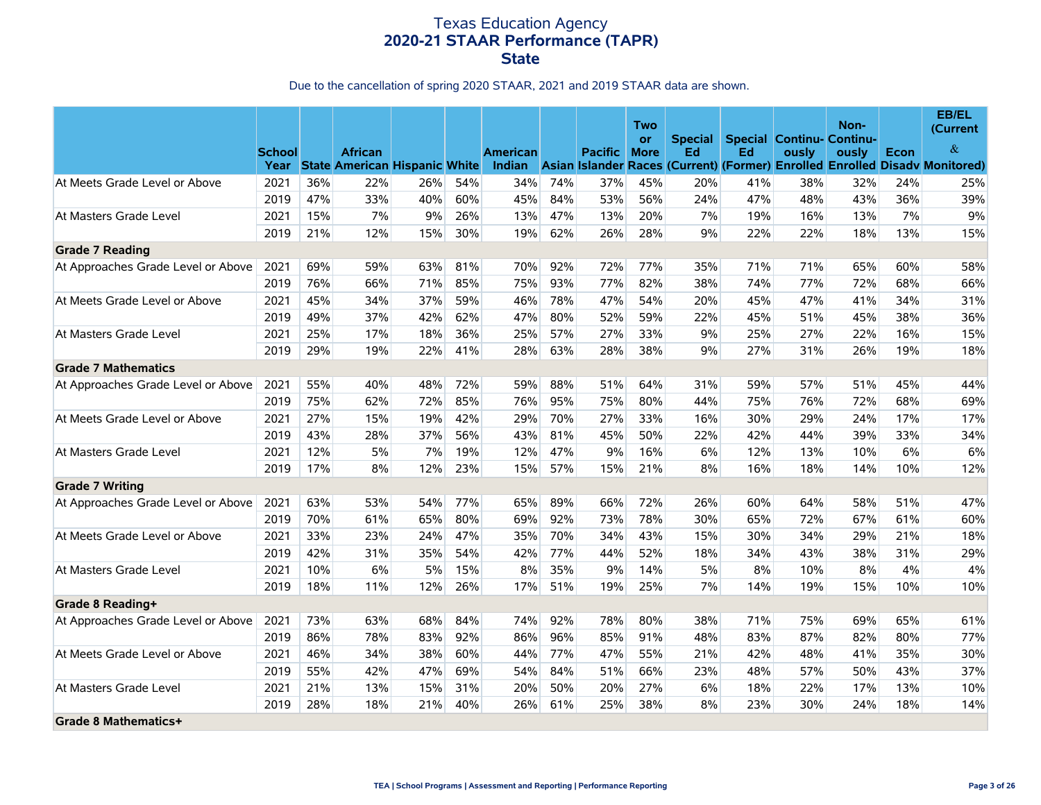# Texas Education Agency
## 2020-21 STAAR Performance (TAPR)
## State

Due to the cancellation of spring 2020 STAAR, 2021 and 2019 STAAR data are shown.

| | School Year | State | African American | Hispanic | White | American Indian | Asian | Pacific Islander | Two or More Races | Special Ed (Current) | Special Ed (Former) | Continuously Enrolled | Non-Continuously Enrolled | Econ Disadv | EB/EL (Current & Monitored) |
|---|---|---|---|---|---|---|---|---|---|---|---|---|---|---|---|
| At Meets Grade Level or Above | 2021 | 36% | 22% | 26% | 54% | 34% | 74% | 37% | 45% | 20% | 41% | 38% | 32% | 24% | 25% |
| | 2019 | 47% | 33% | 40% | 60% | 45% | 84% | 53% | 56% | 24% | 47% | 48% | 43% | 36% | 39% |
| At Masters Grade Level | 2021 | 15% | 7% | 9% | 26% | 13% | 47% | 13% | 20% | 7% | 19% | 16% | 13% | 7% | 9% |
| | 2019 | 21% | 12% | 15% | 30% | 19% | 62% | 26% | 28% | 9% | 22% | 22% | 18% | 13% | 15% |
| **Grade 7 Reading** | | | | | | | | | | | | | | | |
| At Approaches Grade Level or Above | 2021 | 69% | 59% | 63% | 81% | 70% | 92% | 72% | 77% | 35% | 71% | 71% | 65% | 60% | 58% |
| | 2019 | 76% | 66% | 71% | 85% | 75% | 93% | 77% | 82% | 38% | 74% | 77% | 72% | 68% | 66% |
| At Meets Grade Level or Above | 2021 | 45% | 34% | 37% | 59% | 46% | 78% | 47% | 54% | 20% | 45% | 47% | 41% | 34% | 31% |
| | 2019 | 49% | 37% | 42% | 62% | 47% | 80% | 52% | 59% | 22% | 45% | 51% | 45% | 38% | 36% |
| At Masters Grade Level | 2021 | 25% | 17% | 18% | 36% | 25% | 57% | 27% | 33% | 9% | 25% | 27% | 22% | 16% | 15% |
| | 2019 | 29% | 19% | 22% | 41% | 28% | 63% | 28% | 38% | 9% | 27% | 31% | 26% | 19% | 18% |
| **Grade 7 Mathematics** | | | | | | | | | | | | | | | |
| At Approaches Grade Level or Above | 2021 | 55% | 40% | 48% | 72% | 59% | 88% | 51% | 64% | 31% | 59% | 57% | 51% | 45% | 44% |
| | 2019 | 75% | 62% | 72% | 85% | 76% | 95% | 75% | 80% | 44% | 75% | 76% | 72% | 68% | 69% |
| At Meets Grade Level or Above | 2021 | 27% | 15% | 19% | 42% | 29% | 70% | 27% | 33% | 16% | 30% | 29% | 24% | 17% | 17% |
| | 2019 | 43% | 28% | 37% | 56% | 43% | 81% | 45% | 50% | 22% | 42% | 44% | 39% | 33% | 34% |
| At Masters Grade Level | 2021 | 12% | 5% | 7% | 19% | 12% | 47% | 9% | 16% | 6% | 12% | 13% | 10% | 6% | 6% |
| | 2019 | 17% | 8% | 12% | 23% | 15% | 57% | 15% | 21% | 8% | 16% | 18% | 14% | 10% | 12% |
| **Grade 7 Writing** | | | | | | | | | | | | | | | |
| At Approaches Grade Level or Above | 2021 | 63% | 53% | 54% | 77% | 65% | 89% | 66% | 72% | 26% | 60% | 64% | 58% | 51% | 47% |
| | 2019 | 70% | 61% | 65% | 80% | 69% | 92% | 73% | 78% | 30% | 65% | 72% | 67% | 61% | 60% |
| At Meets Grade Level or Above | 2021 | 33% | 23% | 24% | 47% | 35% | 70% | 34% | 43% | 15% | 30% | 34% | 29% | 21% | 18% |
| | 2019 | 42% | 31% | 35% | 54% | 42% | 77% | 44% | 52% | 18% | 34% | 43% | 38% | 31% | 29% |
| At Masters Grade Level | 2021 | 10% | 6% | 5% | 15% | 8% | 35% | 9% | 14% | 5% | 8% | 10% | 8% | 4% | 4% |
| | 2019 | 18% | 11% | 12% | 26% | 17% | 51% | 19% | 25% | 7% | 14% | 19% | 15% | 10% | 10% |
| **Grade 8 Reading+** | | | | | | | | | | | | | | | |
| At Approaches Grade Level or Above | 2021 | 73% | 63% | 68% | 84% | 74% | 92% | 78% | 80% | 38% | 71% | 75% | 69% | 65% | 61% |
| | 2019 | 86% | 78% | 83% | 92% | 86% | 96% | 85% | 91% | 48% | 83% | 87% | 82% | 80% | 77% |
| At Meets Grade Level or Above | 2021 | 46% | 34% | 38% | 60% | 44% | 77% | 47% | 55% | 21% | 42% | 48% | 41% | 35% | 30% |
| | 2019 | 55% | 42% | 47% | 69% | 54% | 84% | 51% | 66% | 23% | 48% | 57% | 50% | 43% | 37% |
| At Masters Grade Level | 2021 | 21% | 13% | 15% | 31% | 20% | 50% | 20% | 27% | 6% | 18% | 22% | 17% | 13% | 10% |
| | 2019 | 28% | 18% | 21% | 40% | 26% | 61% | 25% | 38% | 8% | 23% | 30% | 24% | 18% | 14% |
| **Grade 8 Mathematics+** | | | | | | | | | | | | | | | |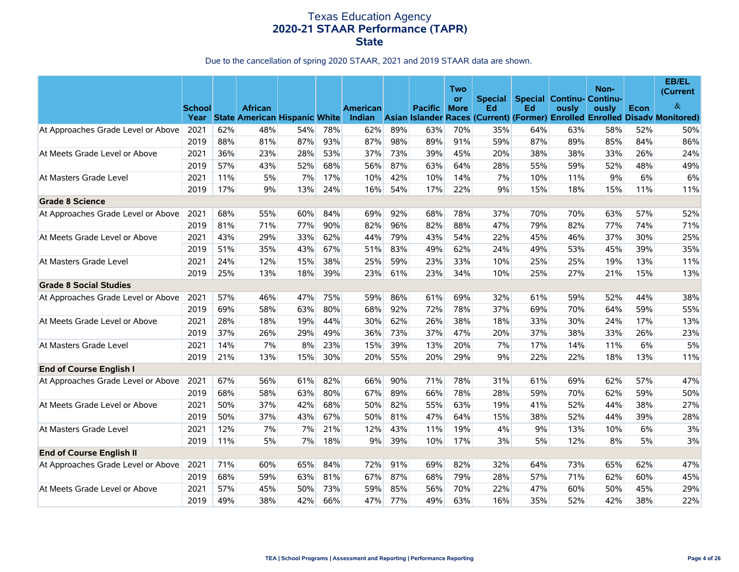# Texas Education Agency
## 2020-21 STAAR Performance (TAPR)
## State

Due to the cancellation of spring 2020 STAAR, 2021 and 2019 STAAR data are shown.

| | School Year | State | African American | Hispanic | White | American Indian | Asian | Pacific Islander | Two or More Races | Special Ed (Current) | Special Ed (Former) | Continu-ously Enrolled | Non-Continu-ously Enrolled | Econ Disadv | EB/EL (Current & Monitored) |
|---|---|---|---|---|---|---|---|---|---|---|---|---|---|---|---|
| At Approaches Grade Level or Above | 2021 | 62% | 48% | 54% | 78% | 62% | 89% | 63% | 70% | 35% | 64% | 63% | 58% | 52% | 50% |
| | 2019 | 88% | 81% | 87% | 93% | 87% | 98% | 89% | 91% | 59% | 87% | 89% | 85% | 84% | 86% |
| At Meets Grade Level or Above | 2021 | 36% | 23% | 28% | 53% | 37% | 73% | 39% | 45% | 20% | 38% | 38% | 33% | 26% | 24% |
| | 2019 | 57% | 43% | 52% | 68% | 56% | 87% | 63% | 64% | 28% | 55% | 59% | 52% | 48% | 49% |
| At Masters Grade Level | 2021 | 11% | 5% | 7% | 17% | 10% | 42% | 10% | 14% | 7% | 10% | 11% | 9% | 6% | 6% |
| | 2019 | 17% | 9% | 13% | 24% | 16% | 54% | 17% | 22% | 9% | 15% | 18% | 15% | 11% | 11% |
| **Grade 8 Science** | | | | | | | | | | | | | | | |
| At Approaches Grade Level or Above | 2021 | 68% | 55% | 60% | 84% | 69% | 92% | 68% | 78% | 37% | 70% | 70% | 63% | 57% | 52% |
| | 2019 | 81% | 71% | 77% | 90% | 82% | 96% | 82% | 88% | 47% | 79% | 82% | 77% | 74% | 71% |
| At Meets Grade Level or Above | 2021 | 43% | 29% | 33% | 62% | 44% | 79% | 43% | 54% | 22% | 45% | 46% | 37% | 30% | 25% |
| | 2019 | 51% | 35% | 43% | 67% | 51% | 83% | 49% | 62% | 24% | 49% | 53% | 45% | 39% | 35% |
| At Masters Grade Level | 2021 | 24% | 12% | 15% | 38% | 25% | 59% | 23% | 33% | 10% | 25% | 25% | 19% | 13% | 11% |
| | 2019 | 25% | 13% | 18% | 39% | 23% | 61% | 23% | 34% | 10% | 25% | 27% | 21% | 15% | 13% |
| **Grade 8 Social Studies** | | | | | | | | | | | | | | | |
| At Approaches Grade Level or Above | 2021 | 57% | 46% | 47% | 75% | 59% | 86% | 61% | 69% | 32% | 61% | 59% | 52% | 44% | 38% |
| | 2019 | 69% | 58% | 63% | 80% | 68% | 92% | 72% | 78% | 37% | 69% | 70% | 64% | 59% | 55% |
| At Meets Grade Level or Above | 2021 | 28% | 18% | 19% | 44% | 30% | 62% | 26% | 38% | 18% | 33% | 30% | 24% | 17% | 13% |
| | 2019 | 37% | 26% | 29% | 49% | 36% | 73% | 37% | 47% | 20% | 37% | 38% | 33% | 26% | 23% |
| At Masters Grade Level | 2021 | 14% | 7% | 8% | 23% | 15% | 39% | 13% | 20% | 7% | 17% | 14% | 11% | 6% | 5% |
| | 2019 | 21% | 13% | 15% | 30% | 20% | 55% | 20% | 29% | 9% | 22% | 22% | 18% | 13% | 11% |
| **End of Course English I** | | | | | | | | | | | | | | | |
| At Approaches Grade Level or Above | 2021 | 67% | 56% | 61% | 82% | 66% | 90% | 71% | 78% | 31% | 61% | 69% | 62% | 57% | 47% |
| | 2019 | 68% | 58% | 63% | 80% | 67% | 89% | 66% | 78% | 28% | 59% | 70% | 62% | 59% | 50% |
| At Meets Grade Level or Above | 2021 | 50% | 37% | 42% | 68% | 50% | 82% | 55% | 63% | 19% | 41% | 52% | 44% | 38% | 27% |
| | 2019 | 50% | 37% | 43% | 67% | 50% | 81% | 47% | 64% | 15% | 38% | 52% | 44% | 39% | 28% |
| At Masters Grade Level | 2021 | 12% | 7% | 7% | 21% | 12% | 43% | 11% | 19% | 4% | 9% | 13% | 10% | 6% | 3% |
| | 2019 | 11% | 5% | 7% | 18% | 9% | 39% | 10% | 17% | 3% | 5% | 12% | 8% | 5% | 3% |
| **End of Course English II** | | | | | | | | | | | | | | | |
| At Approaches Grade Level or Above | 2021 | 71% | 60% | 65% | 84% | 72% | 91% | 69% | 82% | 32% | 64% | 73% | 65% | 62% | 47% |
| | 2019 | 68% | 59% | 63% | 81% | 67% | 87% | 68% | 79% | 28% | 57% | 71% | 62% | 60% | 45% |
| At Meets Grade Level or Above | 2021 | 57% | 45% | 50% | 73% | 59% | 85% | 56% | 70% | 22% | 47% | 60% | 50% | 45% | 29% |
| | 2019 | 49% | 38% | 42% | 66% | 47% | 77% | 49% | 63% | 16% | 35% | 52% | 42% | 38% | 22% |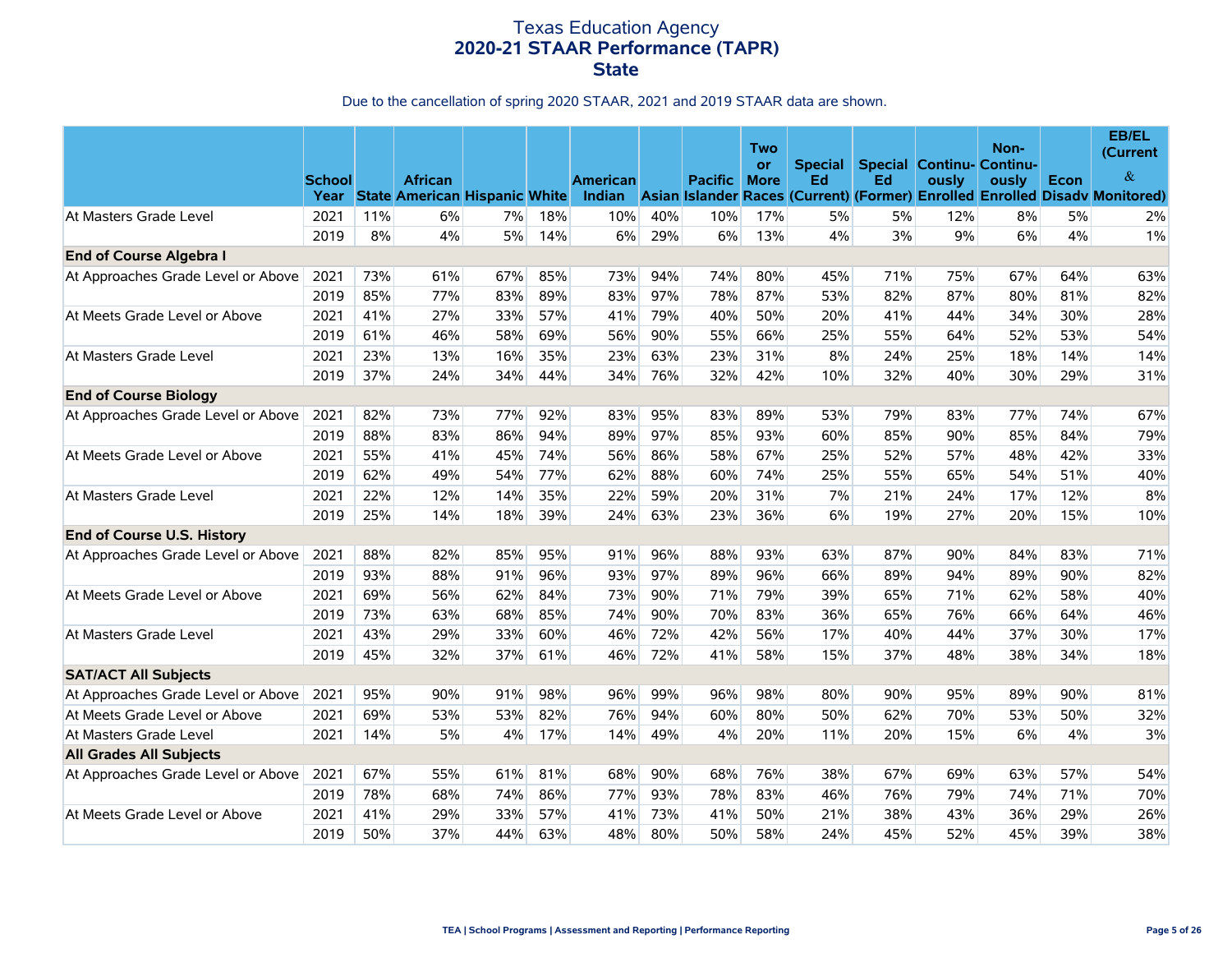# Texas Education Agency
## 2020-21 STAAR Performance (TAPR)
## State

Due to the cancellation of spring 2020 STAAR, 2021 and 2019 STAAR data are shown.

| | School Year | State | African American | Hispanic | White | American Indian | Asian | Pacific Islander | Two or More Races | Special Ed (Current) | Special Ed (Former) | Continu-ously Enrolled | Non-Continu-ously Enrolled | Econ Disadv | EB/EL (Current & Monitored) |
|---|---|---|---|---|---|---|---|---|---|---|---|---|---|---|---|
| At Masters Grade Level | 2021 | 11% | 6% | 7% | 18% | 10% | 40% | 10% | 17% | 5% | 5% | 12% | 8% | 5% | 2% |
| | 2019 | 8% | 4% | 5% | 14% | 6% | 29% | 6% | 13% | 4% | 3% | 9% | 6% | 4% | 1% |
| **End of Course Algebra I** | | | | | | | | | | | | | | | |
| At Approaches Grade Level or Above | 2021 | 73% | 61% | 67% | 85% | 73% | 94% | 74% | 80% | 45% | 71% | 75% | 67% | 64% | 63% |
| | 2019 | 85% | 77% | 83% | 89% | 83% | 97% | 78% | 87% | 53% | 82% | 87% | 80% | 81% | 82% |
| At Meets Grade Level or Above | 2021 | 41% | 27% | 33% | 57% | 41% | 79% | 40% | 50% | 20% | 41% | 44% | 34% | 30% | 28% |
| | 2019 | 61% | 46% | 58% | 69% | 56% | 90% | 55% | 66% | 25% | 55% | 64% | 52% | 53% | 54% |
| At Masters Grade Level | 2021 | 23% | 13% | 16% | 35% | 23% | 63% | 23% | 31% | 8% | 24% | 25% | 18% | 14% | 14% |
| | 2019 | 37% | 24% | 34% | 44% | 34% | 76% | 32% | 42% | 10% | 32% | 40% | 30% | 29% | 31% |
| **End of Course Biology** | | | | | | | | | | | | | | | |
| At Approaches Grade Level or Above | 2021 | 82% | 73% | 77% | 92% | 83% | 95% | 83% | 89% | 53% | 79% | 83% | 77% | 74% | 67% |
| | 2019 | 88% | 83% | 86% | 94% | 89% | 97% | 85% | 93% | 60% | 85% | 90% | 85% | 84% | 79% |
| At Meets Grade Level or Above | 2021 | 55% | 41% | 45% | 74% | 56% | 86% | 58% | 67% | 25% | 52% | 57% | 48% | 42% | 33% |
| | 2019 | 62% | 49% | 54% | 77% | 62% | 88% | 60% | 74% | 25% | 55% | 65% | 54% | 51% | 40% |
| At Masters Grade Level | 2021 | 22% | 12% | 14% | 35% | 22% | 59% | 20% | 31% | 7% | 21% | 24% | 17% | 12% | 8% |
| | 2019 | 25% | 14% | 18% | 39% | 24% | 63% | 23% | 36% | 6% | 19% | 27% | 20% | 15% | 10% |
| **End of Course U.S. History** | | | | | | | | | | | | | | | |
| At Approaches Grade Level or Above | 2021 | 88% | 82% | 85% | 95% | 91% | 96% | 88% | 93% | 63% | 87% | 90% | 84% | 83% | 71% |
| | 2019 | 93% | 88% | 91% | 96% | 93% | 97% | 89% | 96% | 66% | 89% | 94% | 89% | 90% | 82% |
| At Meets Grade Level or Above | 2021 | 69% | 56% | 62% | 84% | 73% | 90% | 71% | 79% | 39% | 65% | 71% | 62% | 58% | 40% |
| | 2019 | 73% | 63% | 68% | 85% | 74% | 90% | 70% | 83% | 36% | 65% | 76% | 66% | 64% | 46% |
| At Masters Grade Level | 2021 | 43% | 29% | 33% | 60% | 46% | 72% | 42% | 56% | 17% | 40% | 44% | 37% | 30% | 17% |
| | 2019 | 45% | 32% | 37% | 61% | 46% | 72% | 41% | 58% | 15% | 37% | 48% | 38% | 34% | 18% |
| **SAT/ACT All Subjects** | | | | | | | | | | | | | | | |
| At Approaches Grade Level or Above | 2021 | 95% | 90% | 91% | 98% | 96% | 99% | 96% | 98% | 80% | 90% | 95% | 89% | 90% | 81% |
| At Meets Grade Level or Above | 2021 | 69% | 53% | 53% | 82% | 76% | 94% | 60% | 80% | 50% | 62% | 70% | 53% | 50% | 32% |
| At Masters Grade Level | 2021 | 14% | 5% | 4% | 17% | 14% | 49% | 4% | 20% | 11% | 20% | 15% | 6% | 4% | 3% |
| **All Grades All Subjects** | | | | | | | | | | | | | | | |
| At Approaches Grade Level or Above | 2021 | 67% | 55% | 61% | 81% | 68% | 90% | 68% | 76% | 38% | 67% | 69% | 63% | 57% | 54% |
| | 2019 | 78% | 68% | 74% | 86% | 77% | 93% | 78% | 83% | 46% | 76% | 79% | 74% | 71% | 70% |
| At Meets Grade Level or Above | 2021 | 41% | 29% | 33% | 57% | 41% | 73% | 41% | 50% | 21% | 38% | 43% | 36% | 29% | 26% |
| | 2019 | 50% | 37% | 44% | 63% | 48% | 80% | 50% | 58% | 24% | 45% | 52% | 45% | 39% | 38% |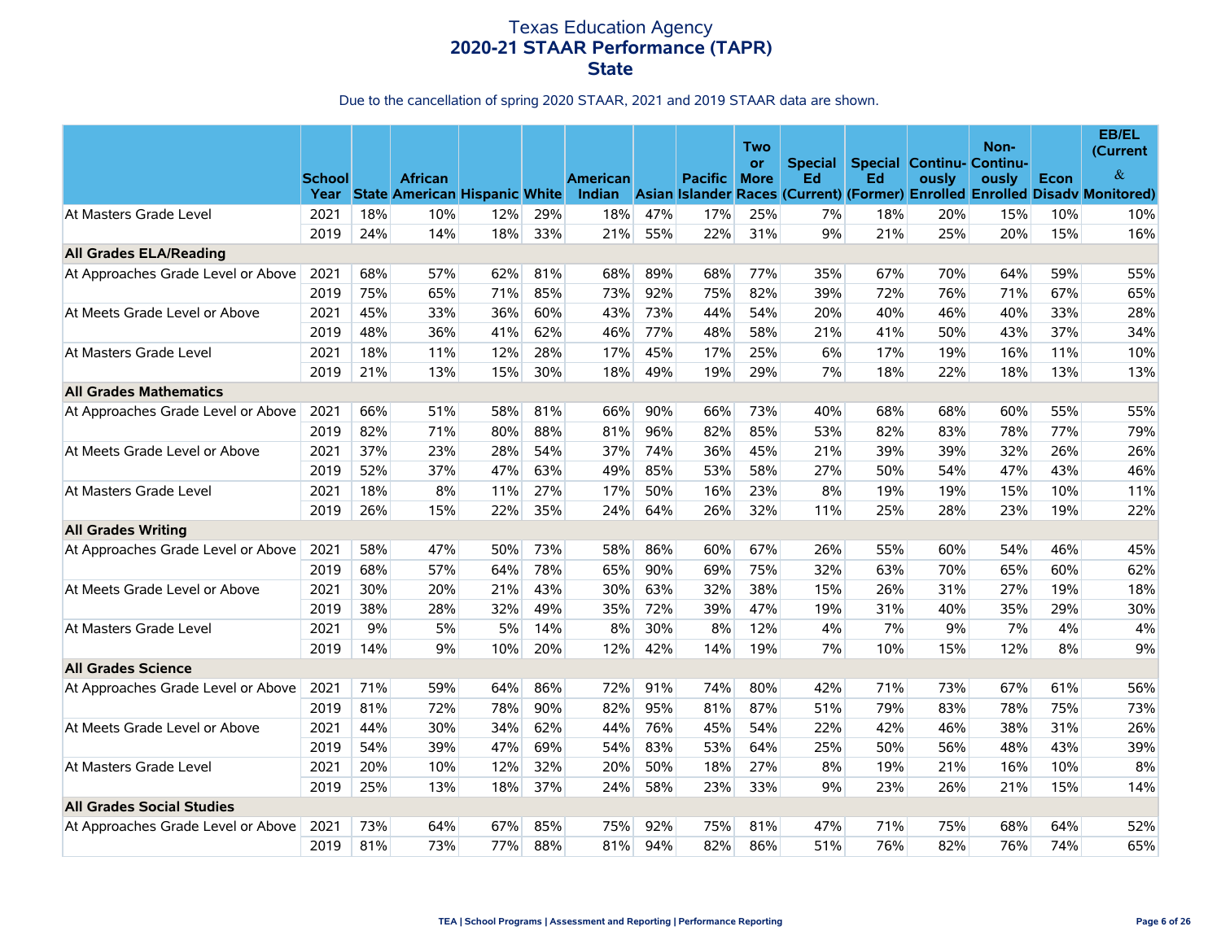# Texas Education Agency
## 2020-21 STAAR Performance (TAPR)
## State

Due to the cancellation of spring 2020 STAAR, 2021 and 2019 STAAR data are shown.

| | School Year | State | African American | Hispanic | White | American Indian | Asian | Pacific Islander | Two or More Races | Special Ed (Current) | Special Ed (Former) | Continu-ously Enrolled | Non-Continu-ously Enrolled | Econ Disadv | EB/EL (Current & Monitored) |
|---|---|---|---|---|---|---|---|---|---|---|---|---|---|---|---|
| At Masters Grade Level | 2021 | 18% | 10% | 12% | 29% | 18% | 47% | 17% | 25% | 7% | 18% | 20% | 15% | 10% | 10% |
| | 2019 | 24% | 14% | 18% | 33% | 21% | 55% | 22% | 31% | 9% | 21% | 25% | 20% | 15% | 16% |
| **All Grades ELA/Reading** | | | | | | | | | | | | | | | |
| At Approaches Grade Level or Above | 2021 | 68% | 57% | 62% | 81% | 68% | 89% | 68% | 77% | 35% | 67% | 70% | 64% | 59% | 55% |
| | 2019 | 75% | 65% | 71% | 85% | 73% | 92% | 75% | 82% | 39% | 72% | 76% | 71% | 67% | 65% |
| At Meets Grade Level or Above | 2021 | 45% | 33% | 36% | 60% | 43% | 73% | 44% | 54% | 20% | 40% | 46% | 40% | 33% | 28% |
| | 2019 | 48% | 36% | 41% | 62% | 46% | 77% | 48% | 58% | 21% | 41% | 50% | 43% | 37% | 34% |
| At Masters Grade Level | 2021 | 18% | 11% | 12% | 28% | 17% | 45% | 17% | 25% | 6% | 17% | 19% | 16% | 11% | 10% |
| | 2019 | 21% | 13% | 15% | 30% | 18% | 49% | 19% | 29% | 7% | 18% | 22% | 18% | 13% | 13% |
| **All Grades Mathematics** | | | | | | | | | | | | | | | |
| At Approaches Grade Level or Above | 2021 | 66% | 51% | 58% | 81% | 66% | 90% | 66% | 73% | 40% | 68% | 68% | 60% | 55% | 55% |
| | 2019 | 82% | 71% | 80% | 88% | 81% | 96% | 82% | 85% | 53% | 82% | 83% | 78% | 77% | 79% |
| At Meets Grade Level or Above | 2021 | 37% | 23% | 28% | 54% | 37% | 74% | 36% | 45% | 21% | 39% | 39% | 32% | 26% | 26% |
| | 2019 | 52% | 37% | 47% | 63% | 49% | 85% | 53% | 58% | 27% | 50% | 54% | 47% | 43% | 46% |
| At Masters Grade Level | 2021 | 18% | 8% | 11% | 27% | 17% | 50% | 16% | 23% | 8% | 19% | 19% | 15% | 10% | 11% |
| | 2019 | 26% | 15% | 22% | 35% | 24% | 64% | 26% | 32% | 11% | 25% | 28% | 23% | 19% | 22% |
| **All Grades Writing** | | | | | | | | | | | | | | | |
| At Approaches Grade Level or Above | 2021 | 58% | 47% | 50% | 73% | 58% | 86% | 60% | 67% | 26% | 55% | 60% | 54% | 46% | 45% |
| | 2019 | 68% | 57% | 64% | 78% | 65% | 90% | 69% | 75% | 32% | 63% | 70% | 65% | 60% | 62% |
| At Meets Grade Level or Above | 2021 | 30% | 20% | 21% | 43% | 30% | 63% | 32% | 38% | 15% | 26% | 31% | 27% | 19% | 18% |
| | 2019 | 38% | 28% | 32% | 49% | 35% | 72% | 39% | 47% | 19% | 31% | 40% | 35% | 29% | 30% |
| At Masters Grade Level | 2021 | 9% | 5% | 5% | 14% | 8% | 30% | 8% | 12% | 4% | 7% | 9% | 7% | 4% | 4% |
| | 2019 | 14% | 9% | 10% | 20% | 12% | 42% | 14% | 19% | 7% | 10% | 15% | 12% | 8% | 9% |
| **All Grades Science** | | | | | | | | | | | | | | | |
| At Approaches Grade Level or Above | 2021 | 71% | 59% | 64% | 86% | 72% | 91% | 74% | 80% | 42% | 71% | 73% | 67% | 61% | 56% |
| | 2019 | 81% | 72% | 78% | 90% | 82% | 95% | 81% | 87% | 51% | 79% | 83% | 78% | 75% | 73% |
| At Meets Grade Level or Above | 2021 | 44% | 30% | 34% | 62% | 44% | 76% | 45% | 54% | 22% | 42% | 46% | 38% | 31% | 26% |
| | 2019 | 54% | 39% | 47% | 69% | 54% | 83% | 53% | 64% | 25% | 50% | 56% | 48% | 43% | 39% |
| At Masters Grade Level | 2021 | 20% | 10% | 12% | 32% | 20% | 50% | 18% | 27% | 8% | 19% | 21% | 16% | 10% | 8% |
| | 2019 | 25% | 13% | 18% | 37% | 24% | 58% | 23% | 33% | 9% | 23% | 26% | 21% | 15% | 14% |
| **All Grades Social Studies** | | | | | | | | | | | | | | | |
| At Approaches Grade Level or Above | 2021 | 73% | 64% | 67% | 85% | 75% | 92% | 75% | 81% | 47% | 71% | 75% | 68% | 64% | 52% |
| | 2019 | 81% | 73% | 77% | 88% | 81% | 94% | 82% | 86% | 51% | 76% | 82% | 76% | 74% | 65% |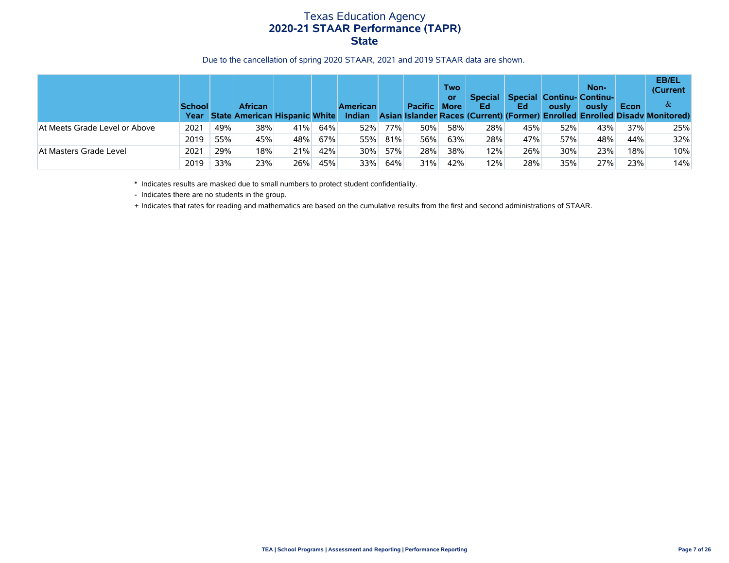# Texas Education Agency
## 2020-21 STAAR Performance (TAPR)
## State

Due to the cancellation of spring 2020 STAAR, 2021 and 2019 STAAR data are shown.

| | School Year | State | African American | Hispanic | White | American Indian | Asian | Pacific Islander | Two or More Races | Special Ed (Current) | Special Ed (Former) | Continu-ously Enrolled | Non-Continu-ously Enrolled | Econ Disadv | EB/EL (Current & Monitored) |
|---|---|---|---|---|---|---|---|---|---|---|---|---|---|---|---|
| At Meets Grade Level or Above | 2021 | 49% | 38% | 41% | 64% | 52% | 77% | 50% | 58% | 28% | 45% | 52% | 43% | 37% | 25% |
| | 2019 | 55% | 45% | 48% | 67% | 55% | 81% | 56% | 63% | 28% | 47% | 57% | 48% | 44% | 32% |
| At Masters Grade Level | 2021 | 29% | 18% | 21% | 42% | 30% | 57% | 28% | 38% | 12% | 26% | 30% | 23% | 18% | 10% |
| | 2019 | 33% | 23% | 26% | 45% | 33% | 64% | 31% | 42% | 12% | 28% | 35% | 27% | 23% | 14% |

\* Indicates results are masked due to small numbers to protect student confidentiality.

\- Indicates there are no students in the group.

\+ Indicates that rates for reading and mathematics are based on the cumulative results from the first and second administrations of STAAR.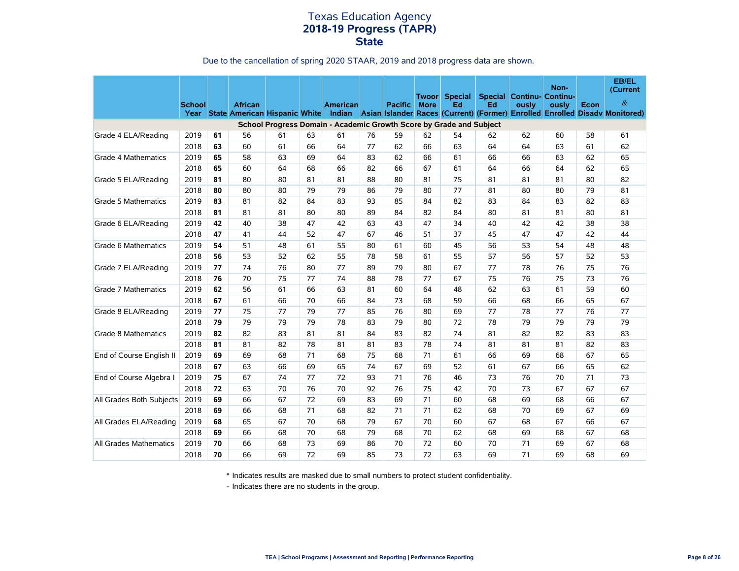# Texas Education Agency
## 2018-19 Progress (TAPR)
## State

Due to the cancellation of spring 2020 STAAR, 2019 and 2018 progress data are shown.

| | School Year | State | African American | Hispanic | White | American Indian | Asian | Pacific Islander | Twoor More Races | Special Ed (Current) | Special Ed (Former) | Continu-ously Enrolled | Non-Continu-ously Enrolled | Econ Disadv | EB/EL (Current & Monitored) |
|---|---|---|---|---|---|---|---|---|---|---|---|---|---|---|---|
| **School Progress Domain - Academic Growth Score by Grade and Subject** | | | | | | | | | | | | | | | |
| Grade 4 ELA/Reading | 2019 | **61** | 56 | 61 | 63 | 61 | 76 | 59 | 62 | 54 | 62 | 62 | 60 | 58 | 61 |
| | 2018 | **63** | 60 | 61 | 66 | 64 | 77 | 62 | 66 | 63 | 64 | 64 | 63 | 61 | 62 |
| Grade 4 Mathematics | 2019 | **65** | 58 | 63 | 69 | 64 | 83 | 62 | 66 | 61 | 66 | 66 | 63 | 62 | 65 |
| | 2018 | **65** | 60 | 64 | 68 | 66 | 82 | 66 | 67 | 61 | 64 | 66 | 64 | 62 | 65 |
| Grade 5 ELA/Reading | 2019 | **81** | 80 | 80 | 81 | 81 | 88 | 80 | 81 | 75 | 81 | 81 | 81 | 80 | 82 |
| | 2018 | **80** | 80 | 80 | 79 | 79 | 86 | 79 | 80 | 77 | 81 | 80 | 80 | 79 | 81 |
| Grade 5 Mathematics | 2019 | **83** | 81 | 82 | 84 | 83 | 93 | 85 | 84 | 82 | 83 | 84 | 83 | 82 | 83 |
| | 2018 | **81** | 81 | 81 | 80 | 80 | 89 | 84 | 82 | 84 | 80 | 81 | 81 | 80 | 81 |
| Grade 6 ELA/Reading | 2019 | **42** | 40 | 38 | 47 | 42 | 63 | 43 | 47 | 34 | 40 | 42 | 42 | 38 | 38 |
| | 2018 | **47** | 41 | 44 | 52 | 47 | 67 | 46 | 51 | 37 | 45 | 47 | 47 | 42 | 44 |
| Grade 6 Mathematics | 2019 | **54** | 51 | 48 | 61 | 55 | 80 | 61 | 60 | 45 | 56 | 53 | 54 | 48 | 48 |
| | 2018 | **56** | 53 | 52 | 62 | 55 | 78 | 58 | 61 | 55 | 57 | 56 | 57 | 52 | 53 |
| Grade 7 ELA/Reading | 2019 | **77** | 74 | 76 | 80 | 77 | 89 | 79 | 80 | 67 | 77 | 78 | 76 | 75 | 76 |
| | 2018 | **76** | 70 | 75 | 77 | 74 | 88 | 78 | 77 | 67 | 75 | 76 | 75 | 73 | 76 |
| Grade 7 Mathematics | 2019 | **62** | 56 | 61 | 66 | 63 | 81 | 60 | 64 | 48 | 62 | 63 | 61 | 59 | 60 |
| | 2018 | **67** | 61 | 66 | 70 | 66 | 84 | 73 | 68 | 59 | 66 | 68 | 66 | 65 | 67 |
| Grade 8 ELA/Reading | 2019 | **77** | 75 | 77 | 79 | 77 | 85 | 76 | 80 | 69 | 77 | 78 | 77 | 76 | 77 |
| | 2018 | **79** | 79 | 79 | 79 | 78 | 83 | 79 | 80 | 72 | 78 | 79 | 79 | 79 | 79 |
| Grade 8 Mathematics | 2019 | **82** | 82 | 83 | 81 | 81 | 84 | 83 | 82 | 74 | 81 | 82 | 82 | 83 | 83 |
| | 2018 | **81** | 81 | 82 | 78 | 81 | 81 | 83 | 78 | 74 | 81 | 81 | 81 | 82 | 83 |
| End of Course English II | 2019 | **69** | 69 | 68 | 71 | 68 | 75 | 68 | 71 | 61 | 66 | 69 | 68 | 67 | 65 |
| | 2018 | **67** | 63 | 66 | 69 | 65 | 74 | 67 | 69 | 52 | 61 | 67 | 66 | 65 | 62 |
| End of Course Algebra I | 2019 | **75** | 67 | 74 | 77 | 72 | 93 | 71 | 76 | 46 | 73 | 76 | 70 | 71 | 73 |
| | 2018 | **72** | 63 | 70 | 76 | 70 | 92 | 76 | 75 | 42 | 70 | 73 | 67 | 67 | 67 |
| All Grades Both Subjects | 2019 | **69** | 66 | 67 | 72 | 69 | 83 | 69 | 71 | 60 | 68 | 69 | 68 | 66 | 67 |
| | 2018 | **69** | 66 | 68 | 71 | 68 | 82 | 71 | 71 | 62 | 68 | 70 | 69 | 67 | 69 |
| All Grades ELA/Reading | 2019 | **68** | 65 | 67 | 70 | 68 | 79 | 67 | 70 | 60 | 67 | 68 | 67 | 66 | 67 |
| | 2018 | **69** | 66 | 68 | 70 | 68 | 79 | 68 | 70 | 62 | 68 | 69 | 68 | 67 | 68 |
| All Grades Mathematics | 2019 | **70** | 66 | 68 | 73 | 69 | 86 | 70 | 72 | 60 | 70 | 71 | 69 | 67 | 68 |
| | 2018 | **70** | 66 | 69 | 72 | 69 | 85 | 73 | 72 | 63 | 69 | 71 | 69 | 68 | 69 |

\* Indicates results are masked due to small numbers to protect student confidentiality.

\- Indicates there are no students in the group.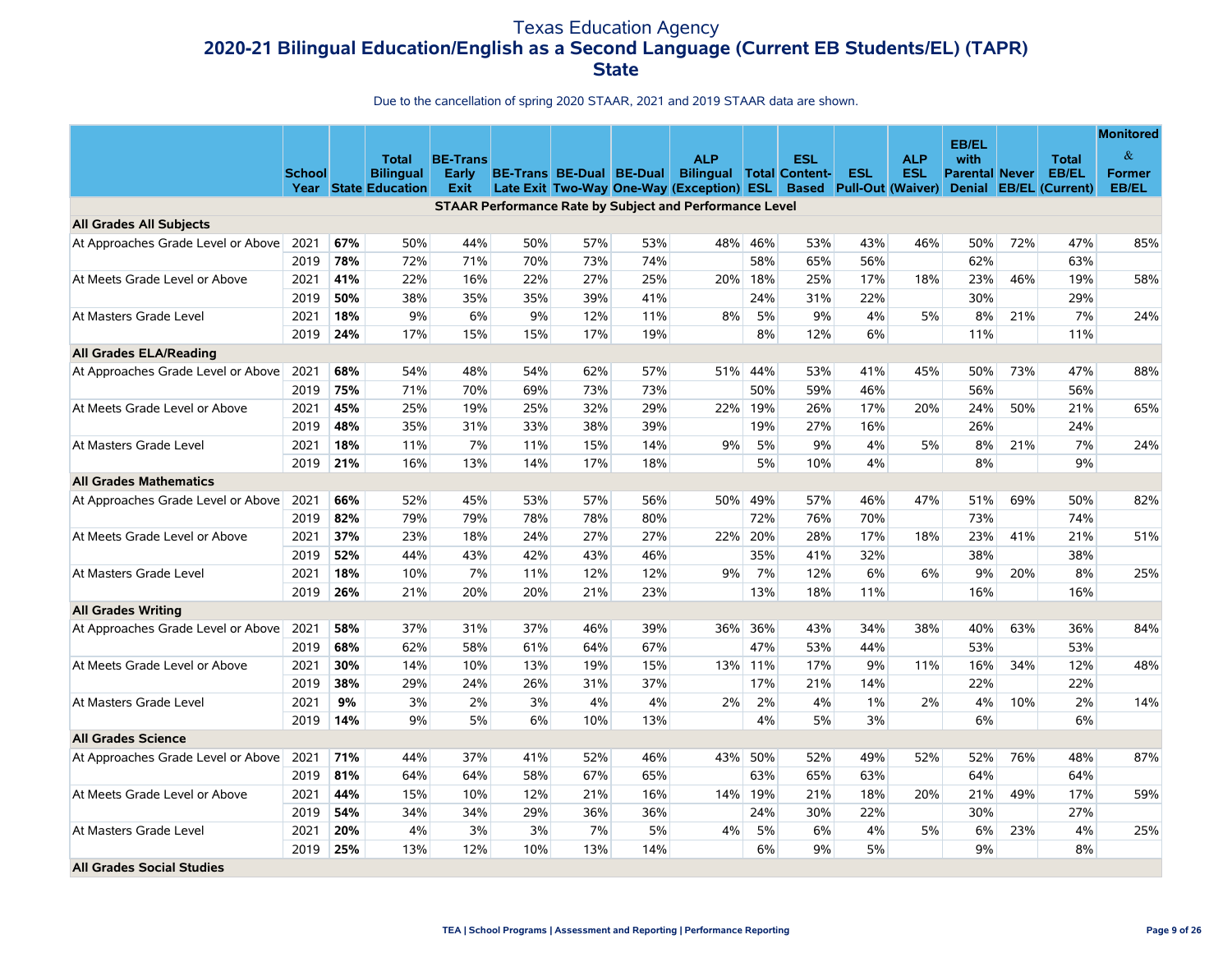# Texas Education Agency
## 2020-21 Bilingual Education/English as a Second Language (Current EB Students/EL) (TAPR)
## State

Due to the cancellation of spring 2020 STAAR, 2021 and 2019 STAAR data are shown.

| | School Year | State | Total Bilingual Education | BE-Trans Early Exit | BE-Trans Late Exit | BE-Dual Two-Way | BE-Dual One-Way | ALP Bilingual (Exception) | Total ESL | ESL Content-Based | ESL Pull-Out | ALP ESL (Waiver) | EB/EL with Parental Denial | Never EB/EL | Total EB/EL (Current) | Monitored & Former EB/EL |
|---|---|---|---|---|---|---|---|---|---|---|---|---|---|---|---|---|
| **STAAR Performance Rate by Subject and Performance Level** | | | | | | | | | | | | | | | | |
| **All Grades All Subjects** | | | | | | | | | | | | | | | | |
| At Approaches Grade Level or Above | 2021 | **67%** | 50% | 44% | 50% | 57% | 53% | 48% | 46% | 53% | 43% | 46% | 50% | 72% | 47% | 85% |
| | 2019 | **78%** | 72% | 71% | 70% | 73% | 74% | | 58% | 65% | 56% | | 62% | | 63% | |
| At Meets Grade Level or Above | 2021 | **41%** | 22% | 16% | 22% | 27% | 25% | 20% | 18% | 25% | 17% | 18% | 23% | 46% | 19% | 58% |
| | 2019 | **50%** | 38% | 35% | 35% | 39% | 41% | | 24% | 31% | 22% | | 30% | | 29% | |
| At Masters Grade Level | 2021 | **18%** | 9% | 6% | 9% | 12% | 11% | 8% | 5% | 9% | 4% | 5% | 8% | 21% | 7% | 24% |
| | 2019 | **24%** | 17% | 15% | 15% | 17% | 19% | | 8% | 12% | 6% | | 11% | | 11% | |
| **All Grades ELA/Reading** | | | | | | | | | | | | | | | | |
| At Approaches Grade Level or Above | 2021 | **68%** | 54% | 48% | 54% | 62% | 57% | 51% | 44% | 53% | 41% | 45% | 50% | 73% | 47% | 88% |
| | 2019 | **75%** | 71% | 70% | 69% | 73% | 73% | | 50% | 59% | 46% | | 56% | | 56% | |
| At Meets Grade Level or Above | 2021 | **45%** | 25% | 19% | 25% | 32% | 29% | 22% | 19% | 26% | 17% | 20% | 24% | 50% | 21% | 65% |
| | 2019 | **48%** | 35% | 31% | 33% | 38% | 39% | | 19% | 27% | 16% | | 26% | | 24% | |
| At Masters Grade Level | 2021 | **18%** | 11% | 7% | 11% | 15% | 14% | 9% | 5% | 9% | 4% | 5% | 8% | 21% | 7% | 24% |
| | 2019 | **21%** | 16% | 13% | 14% | 17% | 18% | | 5% | 10% | 4% | | 8% | | 9% | |
| **All Grades Mathematics** | | | | | | | | | | | | | | | | |
| At Approaches Grade Level or Above | 2021 | **66%** | 52% | 45% | 53% | 57% | 56% | 50% | 49% | 57% | 46% | 47% | 51% | 69% | 50% | 82% |
| | 2019 | **82%** | 79% | 79% | 78% | 78% | 80% | | 72% | 76% | 70% | | 73% | | 74% | |
| At Meets Grade Level or Above | 2021 | **37%** | 23% | 18% | 24% | 27% | 27% | 22% | 20% | 28% | 17% | 18% | 23% | 41% | 21% | 51% |
| | 2019 | **52%** | 44% | 43% | 42% | 43% | 46% | | 35% | 41% | 32% | | 38% | | 38% | |
| At Masters Grade Level | 2021 | **18%** | 10% | 7% | 11% | 12% | 12% | 9% | 7% | 12% | 6% | 6% | 9% | 20% | 8% | 25% |
| | 2019 | **26%** | 21% | 20% | 20% | 21% | 23% | | 13% | 18% | 11% | | 16% | | 16% | |
| **All Grades Writing** | | | | | | | | | | | | | | | | |
| At Approaches Grade Level or Above | 2021 | **58%** | 37% | 31% | 37% | 46% | 39% | 36% | 36% | 43% | 34% | 38% | 40% | 63% | 36% | 84% |
| | 2019 | **68%** | 62% | 58% | 61% | 64% | 67% | | 47% | 53% | 44% | | 53% | | 53% | |
| At Meets Grade Level or Above | 2021 | **30%** | 14% | 10% | 13% | 19% | 15% | 13% | 11% | 17% | 9% | 11% | 16% | 34% | 12% | 48% |
| | 2019 | **38%** | 29% | 24% | 26% | 31% | 37% | | 17% | 21% | 14% | | 22% | | 22% | |
| At Masters Grade Level | 2021 | **9%** | 3% | 2% | 3% | 4% | 4% | 2% | 2% | 4% | 1% | 2% | 4% | 10% | 2% | 14% |
| | 2019 | **14%** | 9% | 5% | 6% | 10% | 13% | | 4% | 5% | 3% | | 6% | | 6% | |
| **All Grades Science** | | | | | | | | | | | | | | | | |
| At Approaches Grade Level or Above | 2021 | **71%** | 44% | 37% | 41% | 52% | 46% | 43% | 50% | 52% | 49% | 52% | 52% | 76% | 48% | 87% |
| | 2019 | **81%** | 64% | 64% | 58% | 67% | 65% | | 63% | 65% | 63% | | 64% | | 64% | |
| At Meets Grade Level or Above | 2021 | **44%** | 15% | 10% | 12% | 21% | 16% | 14% | 19% | 21% | 18% | 20% | 21% | 49% | 17% | 59% |
| | 2019 | **54%** | 34% | 34% | 29% | 36% | 36% | | 24% | 30% | 22% | | 30% | | 27% | |
| At Masters Grade Level | 2021 | **20%** | 4% | 3% | 3% | 7% | 5% | 4% | 5% | 6% | 4% | 5% | 6% | 23% | 4% | 25% |
| | 2019 | **25%** | 13% | 12% | 10% | 13% | 14% | | 6% | 9% | 5% | | 9% | | 8% | |
| **All Grades Social Studies** | | | | | | | | | | | | | | | | |

TEA | School Programs | Assessment and Reporting | Performance Reporting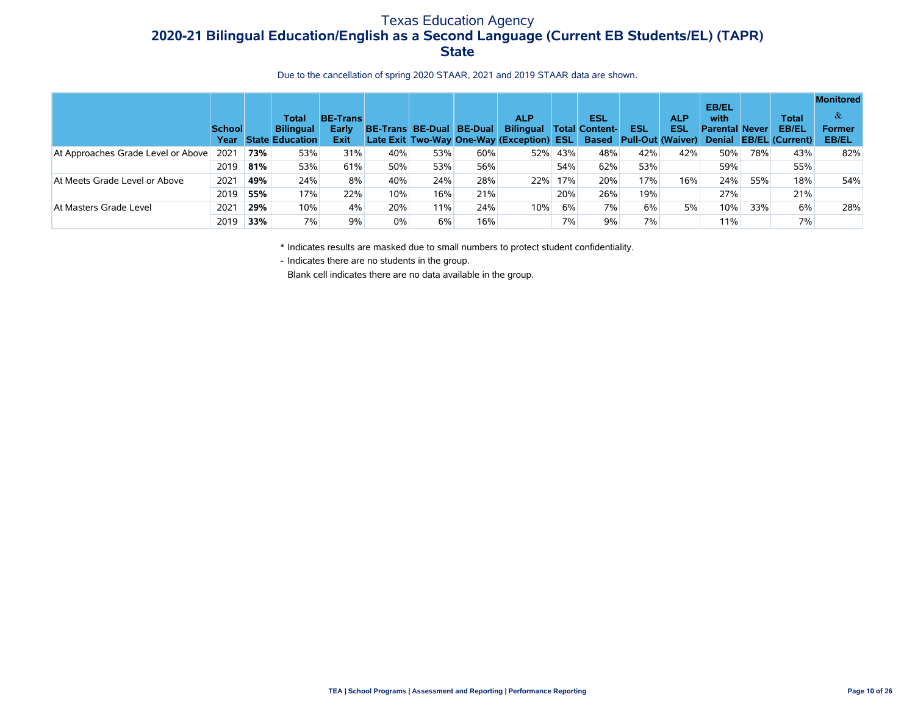# Texas Education Agency

## 2020-21 Bilingual Education/English as a Second Language (Current EB Students/EL) (TAPR)

## State

Due to the cancellation of spring 2020 STAAR, 2021 and 2019 STAAR data are shown.

| | School Year | State | Total Bilingual Education | BE-Trans Early Exit | BE-Trans Late Exit | BE-Dual Two-Way | BE-Dual One-Way | ALP Bilingual (Exception) | Total ESL | ESL Content-Based | ESL Pull-Out | ALP ESL (Waiver) | EB/EL with Parental Denial | Never EB/EL | Total EB/EL (Current) | Monitored & Former EB/EL |
|---|---|---|---|---|---|---|---|---|---|---|---|---|---|---|---|---|
| At Approaches Grade Level or Above | 2021 | **73%** | 53% | 31% | 40% | 53% | 60% | 52% | 43% | 48% | 42% | 42% | 50% | 78% | 43% | 82% |
| | 2019 | **81%** | 53% | 61% | 50% | 53% | 56% | | 54% | 62% | 53% | | 59% | | 55% | |
| At Meets Grade Level or Above | 2021 | **49%** | 24% | 8% | 40% | 24% | 28% | 22% | 17% | 20% | 17% | 16% | 24% | 55% | 18% | 54% |
| | 2019 | **55%** | 17% | 22% | 10% | 16% | 21% | | 20% | 26% | 19% | | 27% | | 21% | |
| At Masters Grade Level | 2021 | **29%** | 10% | 4% | 20% | 11% | 24% | 10% | 6% | 7% | 6% | 5% | 10% | 33% | 6% | 28% |
| | 2019 | **33%** | 7% | 9% | 0% | 6% | 16% | | 7% | 9% | 7% | | 11% | | 7% | |

'*' Indicates results are masked due to small numbers to protect student confidentiality.

'-' Indicates there are no students in the group.

Blank cell indicates there are no data available in the group.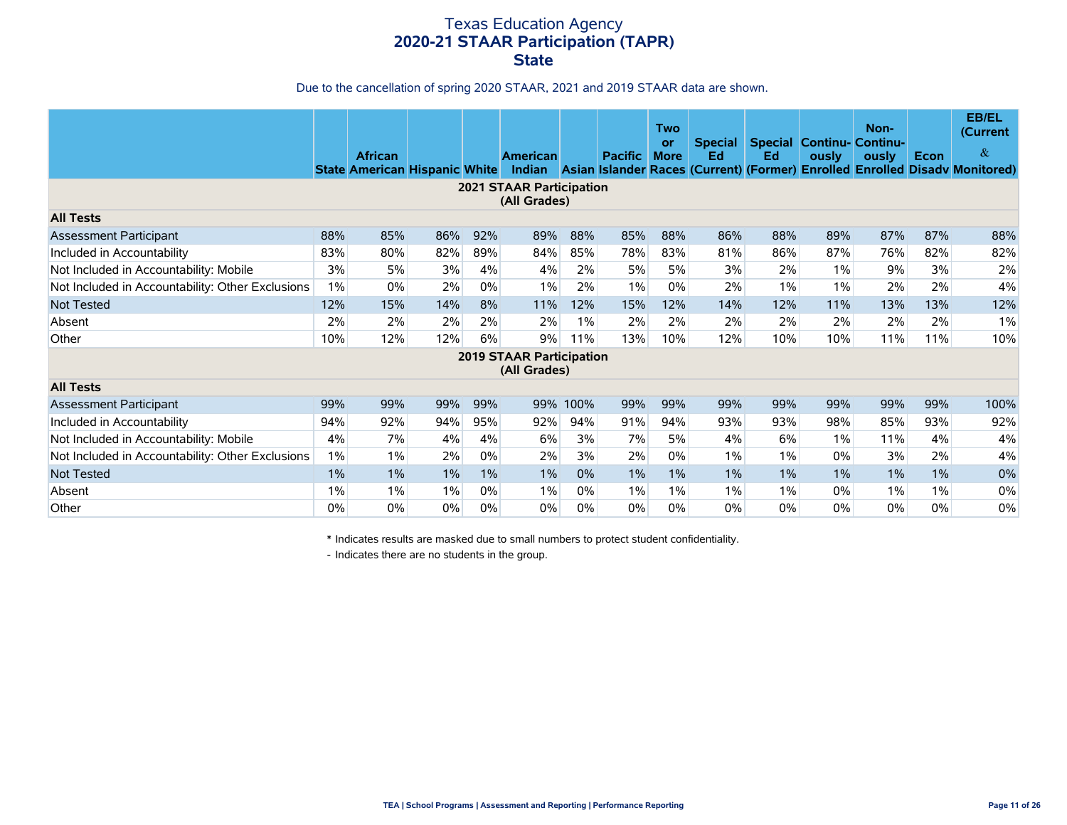# Texas Education Agency
## 2020-21 STAAR Participation (TAPR)
## State

Due to the cancellation of spring 2020 STAAR, 2021 and 2019 STAAR data are shown.

| | State | African American | Hispanic | White | American Indian | Asian | Pacific Islander | Two or More Races | Special Ed (Current) | Special Ed (Former) | Continu-ously Enrolled | Non-Continu-ously Enrolled | Econ Disadv | EB/EL (Current & Monitored) |
|---|---|---|---|---|---|---|---|---|---|---|---|---|---|---|
| **2021 STAAR Participation (All Grades)** | | | | | | | | | | | | | | |
| **All Tests** | | | | | | | | | | | | | | |
| Assessment Participant | 88% | 85% | 86% | 92% | 89% | 88% | 85% | 88% | 86% | 88% | 89% | 87% | 87% | 88% |
| Included in Accountability | 83% | 80% | 82% | 89% | 84% | 85% | 78% | 83% | 81% | 86% | 87% | 76% | 82% | 82% |
| Not Included in Accountability: Mobile | 3% | 5% | 3% | 4% | 4% | 2% | 5% | 5% | 3% | 2% | 1% | 9% | 3% | 2% |
| Not Included in Accountability: Other Exclusions | 1% | 0% | 2% | 0% | 1% | 2% | 1% | 0% | 2% | 1% | 1% | 2% | 2% | 4% |
| Not Tested | 12% | 15% | 14% | 8% | 11% | 12% | 15% | 12% | 14% | 12% | 11% | 13% | 13% | 12% |
| Absent | 2% | 2% | 2% | 2% | 2% | 1% | 2% | 2% | 2% | 2% | 2% | 2% | 2% | 1% |
| Other | 10% | 12% | 12% | 6% | 9% | 11% | 13% | 10% | 12% | 10% | 10% | 11% | 11% | 10% |
| **2019 STAAR Participation (All Grades)** | | | | | | | | | | | | | | |
| **All Tests** | | | | | | | | | | | | | | |
| Assessment Participant | 99% | 99% | 99% | 99% | 99% | 100% | 99% | 99% | 99% | 99% | 99% | 99% | 99% | 100% |
| Included in Accountability | 94% | 92% | 94% | 95% | 92% | 94% | 91% | 94% | 93% | 93% | 98% | 85% | 93% | 92% |
| Not Included in Accountability: Mobile | 4% | 7% | 4% | 4% | 6% | 3% | 7% | 5% | 4% | 6% | 1% | 11% | 4% | 4% |
| Not Included in Accountability: Other Exclusions | 1% | 1% | 2% | 0% | 2% | 3% | 2% | 0% | 1% | 1% | 0% | 3% | 2% | 4% |
| Not Tested | 1% | 1% | 1% | 1% | 1% | 0% | 1% | 1% | 1% | 1% | 1% | 1% | 1% | 0% |
| Absent | 1% | 1% | 1% | 0% | 1% | 0% | 1% | 1% | 1% | 1% | 0% | 1% | 1% | 0% |
| Other | 0% | 0% | 0% | 0% | 0% | 0% | 0% | 0% | 0% | 0% | 0% | 0% | 0% | 0% |

\* Indicates results are masked due to small numbers to protect student confidentiality.

\- Indicates there are no students in the group.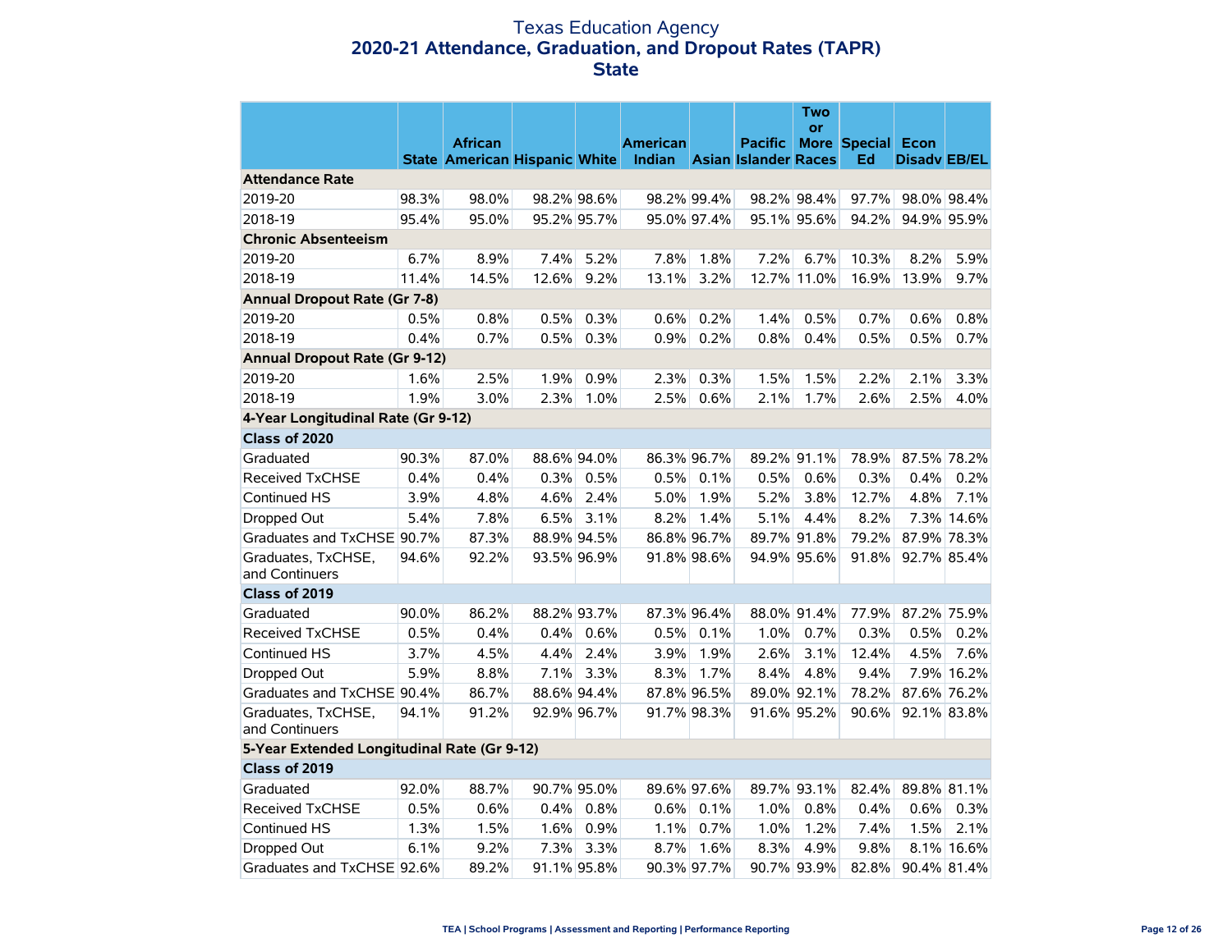# Texas Education Agency
## 2020-21 Attendance, Graduation, and Dropout Rates (TAPR)
## State

| | State | African American | Hispanic | White | American Indian | Asian | Pacific Islander | Two or More Races | Special Ed | Econ Disadv | EB/EL |
|---|---|---|---|---|---|---|---|---|---|---|---|
| **Attendance Rate** | | | | | | | | | | | |
| 2019-20 | 98.3% | 98.0% | 98.2% | 98.6% | 98.2% | 99.4% | 98.2% | 98.4% | 97.7% | 98.0% | 98.4% |
| 2018-19 | 95.4% | 95.0% | 95.2% | 95.7% | 95.0% | 97.4% | 95.1% | 95.6% | 94.2% | 94.9% | 95.9% |
| **Chronic Absenteeism** | | | | | | | | | | | |
| 2019-20 | 6.7% | 8.9% | 7.4% | 5.2% | 7.8% | 1.8% | 7.2% | 6.7% | 10.3% | 8.2% | 5.9% |
| 2018-19 | 11.4% | 14.5% | 12.6% | 9.2% | 13.1% | 3.2% | 12.7% | 11.0% | 16.9% | 13.9% | 9.7% |
| **Annual Dropout Rate (Gr 7-8)** | | | | | | | | | | | |
| 2019-20 | 0.5% | 0.8% | 0.5% | 0.3% | 0.6% | 0.2% | 1.4% | 0.5% | 0.7% | 0.6% | 0.8% |
| 2018-19 | 0.4% | 0.7% | 0.5% | 0.3% | 0.9% | 0.2% | 0.8% | 0.4% | 0.5% | 0.5% | 0.7% |
| **Annual Dropout Rate (Gr 9-12)** | | | | | | | | | | | |
| 2019-20 | 1.6% | 2.5% | 1.9% | 0.9% | 2.3% | 0.3% | 1.5% | 1.5% | 2.2% | 2.1% | 3.3% |
| 2018-19 | 1.9% | 3.0% | 2.3% | 1.0% | 2.5% | 0.6% | 2.1% | 1.7% | 2.6% | 2.5% | 4.0% |
| **4-Year Longitudinal Rate (Gr 9-12)** | | | | | | | | | | | |
| **Class of 2020** | | | | | | | | | | | |
| Graduated | 90.3% | 87.0% | 88.6% | 94.0% | 86.3% | 96.7% | 89.2% | 91.1% | 78.9% | 87.5% | 78.2% |
| Received TxCHSE | 0.4% | 0.4% | 0.3% | 0.5% | 0.5% | 0.1% | 0.5% | 0.6% | 0.3% | 0.4% | 0.2% |
| Continued HS | 3.9% | 4.8% | 4.6% | 2.4% | 5.0% | 1.9% | 5.2% | 3.8% | 12.7% | 4.8% | 7.1% |
| Dropped Out | 5.4% | 7.8% | 6.5% | 3.1% | 8.2% | 1.4% | 5.1% | 4.4% | 8.2% | 7.3% | 14.6% |
| Graduates and TxCHSE | 90.7% | 87.3% | 88.9% | 94.5% | 86.8% | 96.7% | 89.7% | 91.8% | 79.2% | 87.9% | 78.3% |
| Graduates, TxCHSE, and Continuers | 94.6% | 92.2% | 93.5% | 96.9% | 91.8% | 98.6% | 94.9% | 95.6% | 91.8% | 92.7% | 85.4% |
| **Class of 2019** | | | | | | | | | | | |
| Graduated | 90.0% | 86.2% | 88.2% | 93.7% | 87.3% | 96.4% | 88.0% | 91.4% | 77.9% | 87.2% | 75.9% |
| Received TxCHSE | 0.5% | 0.4% | 0.4% | 0.6% | 0.5% | 0.1% | 1.0% | 0.7% | 0.3% | 0.5% | 0.2% |
| Continued HS | 3.7% | 4.5% | 4.4% | 2.4% | 3.9% | 1.9% | 2.6% | 3.1% | 12.4% | 4.5% | 7.6% |
| Dropped Out | 5.9% | 8.8% | 7.1% | 3.3% | 8.3% | 1.7% | 8.4% | 4.8% | 9.4% | 7.9% | 16.2% |
| Graduates and TxCHSE | 90.4% | 86.7% | 88.6% | 94.4% | 87.8% | 96.5% | 89.0% | 92.1% | 78.2% | 87.6% | 76.2% |
| Graduates, TxCHSE, and Continuers | 94.1% | 91.2% | 92.9% | 96.7% | 91.7% | 98.3% | 91.6% | 95.2% | 90.6% | 92.1% | 83.8% |
| **5-Year Extended Longitudinal Rate (Gr 9-12)** | | | | | | | | | | | |
| **Class of 2019** | | | | | | | | | | | |
| Graduated | 92.0% | 88.7% | 90.7% | 95.0% | 89.6% | 97.6% | 89.7% | 93.1% | 82.4% | 89.8% | 81.1% |
| Received TxCHSE | 0.5% | 0.6% | 0.4% | 0.8% | 0.6% | 0.1% | 1.0% | 0.8% | 0.4% | 0.6% | 0.3% |
| Continued HS | 1.3% | 1.5% | 1.6% | 0.9% | 1.1% | 0.7% | 1.0% | 1.2% | 7.4% | 1.5% | 2.1% |
| Dropped Out | 6.1% | 9.2% | 7.3% | 3.3% | 8.7% | 1.6% | 8.3% | 4.9% | 9.8% | 8.1% | 16.6% |
| Graduates and TxCHSE | 92.6% | 89.2% | 91.1% | 95.8% | 90.3% | 97.7% | 90.7% | 93.9% | 82.8% | 90.4% | 81.4% |

TEA | School Programs | Assessment and Reporting | Performance Reporting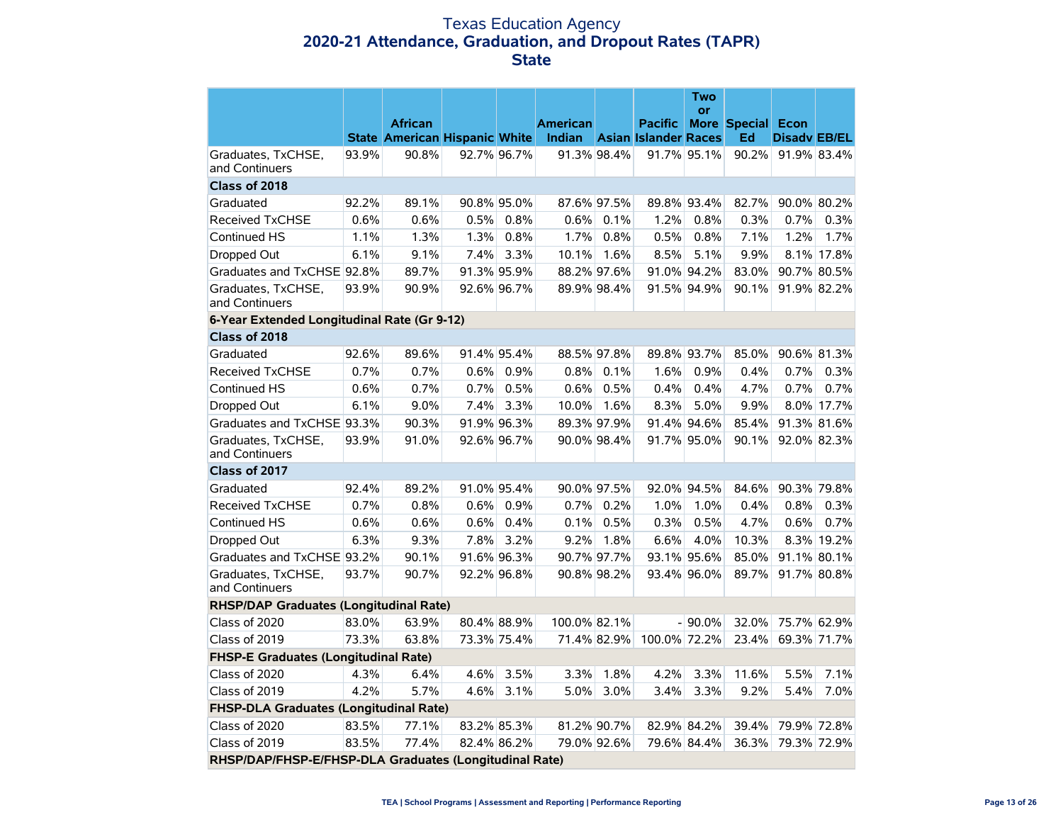# Texas Education Agency
## 2020-21 Attendance, Graduation, and Dropout Rates (TAPR)
## State

| | State | African American | Hispanic | White | American Indian | Asian | Pacific Islander | Two or More Races | Special Ed | Econ Disadv | EB/EL |
|---|---|---|---|---|---|---|---|---|---|---|---|
| Graduates, TxCHSE, and Continuers | 93.9% | 90.8% | 92.7% | 96.7% | 91.3% | 98.4% | 91.7% | 95.1% | 90.2% | 91.9% | 83.4% |
| **Class of 2018** | | | | | | | | | | | |
| Graduated | 92.2% | 89.1% | 90.8% | 95.0% | 87.6% | 97.5% | 89.8% | 93.4% | 82.7% | 90.0% | 80.2% |
| Received TxCHSE | 0.6% | 0.6% | 0.5% | 0.8% | 0.6% | 0.1% | 1.2% | 0.8% | 0.3% | 0.7% | 0.3% |
| Continued HS | 1.1% | 1.3% | 1.3% | 0.8% | 1.7% | 0.8% | 0.5% | 0.8% | 7.1% | 1.2% | 1.7% |
| Dropped Out | 6.1% | 9.1% | 7.4% | 3.3% | 10.1% | 1.6% | 8.5% | 5.1% | 9.9% | 8.1% | 17.8% |
| Graduates and TxCHSE | 92.8% | 89.7% | 91.3% | 95.9% | 88.2% | 97.6% | 91.0% | 94.2% | 83.0% | 90.7% | 80.5% |
| Graduates, TxCHSE, and Continuers | 93.9% | 90.9% | 92.6% | 96.7% | 89.9% | 98.4% | 91.5% | 94.9% | 90.1% | 91.9% | 82.2% |
| **6-Year Extended Longitudinal Rate (Gr 9-12)** | | | | | | | | | | | |
| **Class of 2018** | | | | | | | | | | | |
| Graduated | 92.6% | 89.6% | 91.4% | 95.4% | 88.5% | 97.8% | 89.8% | 93.7% | 85.0% | 90.6% | 81.3% |
| Received TxCHSE | 0.7% | 0.7% | 0.6% | 0.9% | 0.8% | 0.1% | 1.6% | 0.9% | 0.4% | 0.7% | 0.3% |
| Continued HS | 0.6% | 0.7% | 0.7% | 0.5% | 0.6% | 0.5% | 0.4% | 0.4% | 4.7% | 0.7% | 0.7% |
| Dropped Out | 6.1% | 9.0% | 7.4% | 3.3% | 10.0% | 1.6% | 8.3% | 5.0% | 9.9% | 8.0% | 17.7% |
| Graduates and TxCHSE | 93.3% | 90.3% | 91.9% | 96.3% | 89.3% | 97.9% | 91.4% | 94.6% | 85.4% | 91.3% | 81.6% |
| Graduates, TxCHSE, and Continuers | 93.9% | 91.0% | 92.6% | 96.7% | 90.0% | 98.4% | 91.7% | 95.0% | 90.1% | 92.0% | 82.3% |
| **Class of 2017** | | | | | | | | | | | |
| Graduated | 92.4% | 89.2% | 91.0% | 95.4% | 90.0% | 97.5% | 92.0% | 94.5% | 84.6% | 90.3% | 79.8% |
| Received TxCHSE | 0.7% | 0.8% | 0.6% | 0.9% | 0.7% | 0.2% | 1.0% | 1.0% | 0.4% | 0.8% | 0.3% |
| Continued HS | 0.6% | 0.6% | 0.6% | 0.4% | 0.1% | 0.5% | 0.3% | 0.5% | 4.7% | 0.6% | 0.7% |
| Dropped Out | 6.3% | 9.3% | 7.8% | 3.2% | 9.2% | 1.8% | 6.6% | 4.0% | 10.3% | 8.3% | 19.2% |
| Graduates and TxCHSE | 93.2% | 90.1% | 91.6% | 96.3% | 90.7% | 97.7% | 93.1% | 95.6% | 85.0% | 91.1% | 80.1% |
| Graduates, TxCHSE, and Continuers | 93.7% | 90.7% | 92.2% | 96.8% | 90.8% | 98.2% | 93.4% | 96.0% | 89.7% | 91.7% | 80.8% |
| **RHSP/DAP Graduates (Longitudinal Rate)** | | | | | | | | | | | |
| Class of 2020 | 83.0% | 63.9% | 80.4% | 88.9% | 100.0% | 82.1% | - | 90.0% | 32.0% | 75.7% | 62.9% |
| Class of 2019 | 73.3% | 63.8% | 73.3% | 75.4% | 71.4% | 82.9% | 100.0% | 72.2% | 23.4% | 69.3% | 71.7% |
| **FHSP-E Graduates (Longitudinal Rate)** | | | | | | | | | | | |
| Class of 2020 | 4.3% | 6.4% | 4.6% | 3.5% | 3.3% | 1.8% | 4.2% | 3.3% | 11.6% | 5.5% | 7.1% |
| Class of 2019 | 4.2% | 5.7% | 4.6% | 3.1% | 5.0% | 3.0% | 3.4% | 3.3% | 9.2% | 5.4% | 7.0% |
| **FHSP-DLA Graduates (Longitudinal Rate)** | | | | | | | | | | | |
| Class of 2020 | 83.5% | 77.1% | 83.2% | 85.3% | 81.2% | 90.7% | 82.9% | 84.2% | 39.4% | 79.9% | 72.8% |
| Class of 2019 | 83.5% | 77.4% | 82.4% | 86.2% | 79.0% | 92.6% | 79.6% | 84.4% | 36.3% | 79.3% | 72.9% |
| **RHSP/DAP/FHSP-E/FHSP-DLA Graduates (Longitudinal Rate)** | | | | | | | | | | | |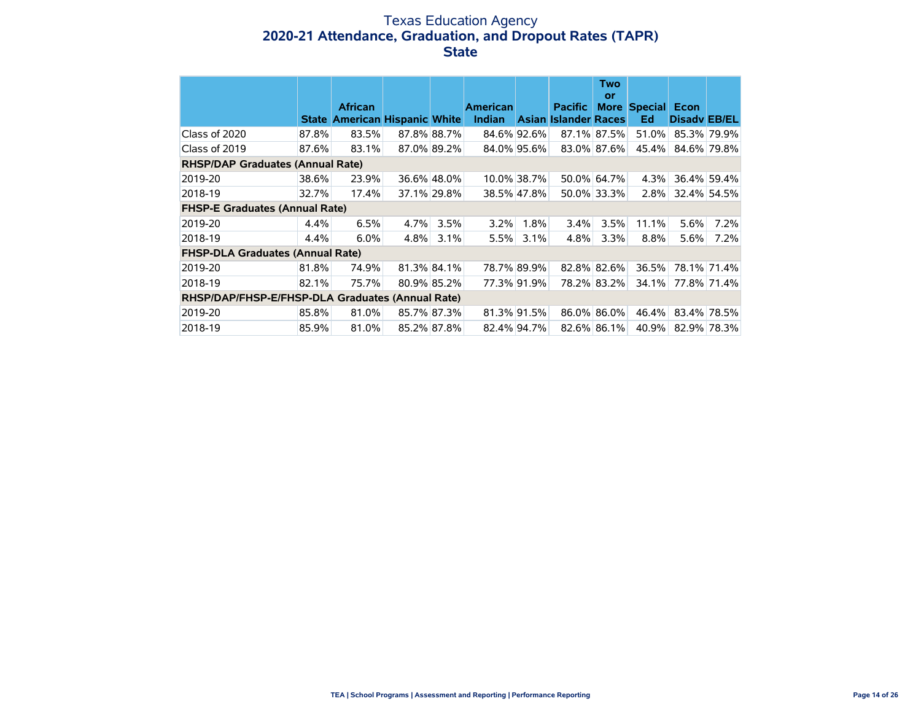# Texas Education Agency
## 2020-21 Attendance, Graduation, and Dropout Rates (TAPR)
## State

| | State | African American | Hispanic | White | American Indian | Asian | Pacific Islander | Two or More Races | Special Ed | Econ Disadv | EB/EL |
|---|---|---|---|---|---|---|---|---|---|---|---|
| Class of 2020 | 87.8% | 83.5% | 87.8% | 88.7% | 84.6% | 92.6% | 87.1% | 87.5% | 51.0% | 85.3% | 79.9% |
| Class of 2019 | 87.6% | 83.1% | 87.0% | 89.2% | 84.0% | 95.6% | 83.0% | 87.6% | 45.4% | 84.6% | 79.8% |
| **RHSP/DAP Graduates (Annual Rate)** | | | | | | | | | | | |
| 2019-20 | 38.6% | 23.9% | 36.6% | 48.0% | 10.0% | 38.7% | 50.0% | 64.7% | 4.3% | 36.4% | 59.4% |
| 2018-19 | 32.7% | 17.4% | 37.1% | 29.8% | 38.5% | 47.8% | 50.0% | 33.3% | 2.8% | 32.4% | 54.5% |
| **FHSP-E Graduates (Annual Rate)** | | | | | | | | | | | |
| 2019-20 | 4.4% | 6.5% | 4.7% | 3.5% | 3.2% | 1.8% | 3.4% | 3.5% | 11.1% | 5.6% | 7.2% |
| 2018-19 | 4.4% | 6.0% | 4.8% | 3.1% | 5.5% | 3.1% | 4.8% | 3.3% | 8.8% | 5.6% | 7.2% |
| **FHSP-DLA Graduates (Annual Rate)** | | | | | | | | | | | |
| 2019-20 | 81.8% | 74.9% | 81.3% | 84.1% | 78.7% | 89.9% | 82.8% | 82.6% | 36.5% | 78.1% | 71.4% |
| 2018-19 | 82.1% | 75.7% | 80.9% | 85.2% | 77.3% | 91.9% | 78.2% | 83.2% | 34.1% | 77.8% | 71.4% |
| **RHSP/DAP/FHSP-E/FHSP-DLA Graduates (Annual Rate)** | | | | | | | | | | | |
| 2019-20 | 85.8% | 81.0% | 85.7% | 87.3% | 81.3% | 91.5% | 86.0% | 86.0% | 46.4% | 83.4% | 78.5% |
| 2018-19 | 85.9% | 81.0% | 85.2% | 87.8% | 82.4% | 94.7% | 82.6% | 86.1% | 40.9% | 82.9% | 78.3% |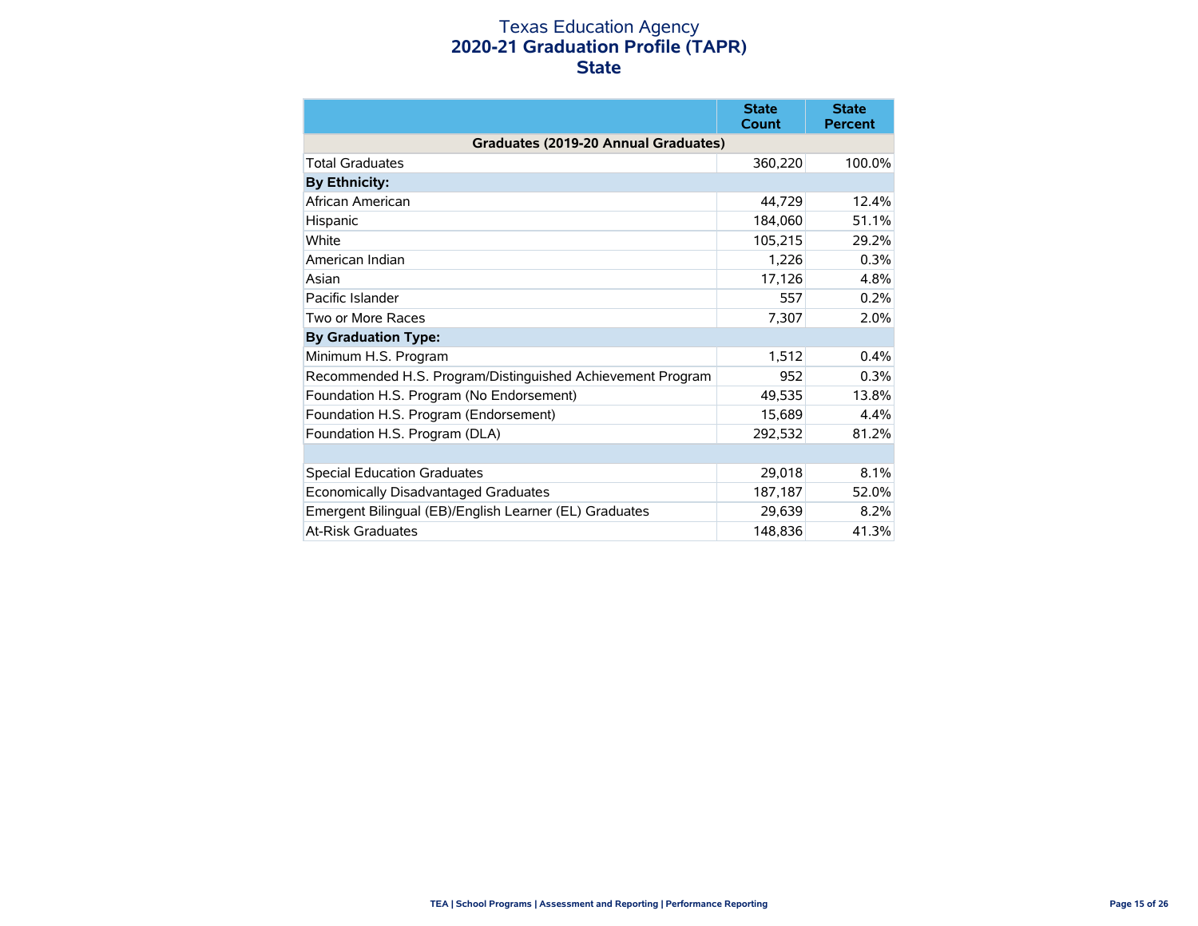# Texas Education Agency
## 2020-21 Graduation Profile (TAPR)
## State

| | State Count | State Percent |
|---|---|---|
| **Graduates (2019-20 Annual Graduates)** | | |
| Total Graduates | 360,220 | 100.0% |
| **By Ethnicity:** | | |
| African American | 44,729 | 12.4% |
| Hispanic | 184,060 | 51.1% |
| White | 105,215 | 29.2% |
| American Indian | 1,226 | 0.3% |
| Asian | 17,126 | 4.8% |
| Pacific Islander | 557 | 0.2% |
| Two or More Races | 7,307 | 2.0% |
| **By Graduation Type:** | | |
| Minimum H.S. Program | 1,512 | 0.4% |
| Recommended H.S. Program/Distinguished Achievement Program | 952 | 0.3% |
| Foundation H.S. Program (No Endorsement) | 49,535 | 13.8% |
| Foundation H.S. Program (Endorsement) | 15,689 | 4.4% |
| Foundation H.S. Program (DLA) | 292,532 | 81.2% |
| | | |
| Special Education Graduates | 29,018 | 8.1% |
| Economically Disadvantaged Graduates | 187,187 | 52.0% |
| Emergent Bilingual (EB)/English Learner (EL) Graduates | 29,639 | 8.2% |
| At-Risk Graduates | 148,836 | 41.3% |

TEA | School Programs | Assessment and Reporting | Performance Reporting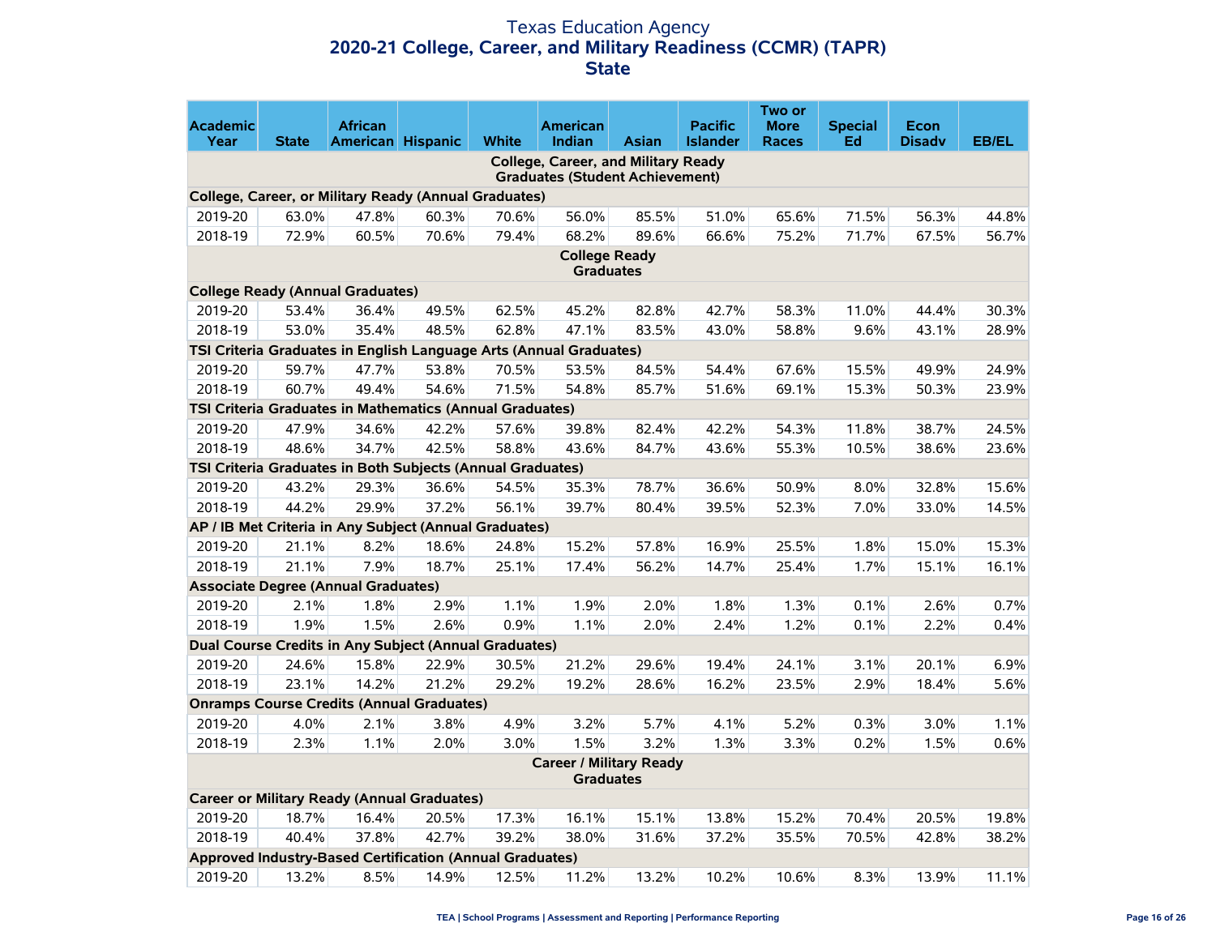# Texas Education Agency
## 2020-21 College, Career, and Military Readiness (CCMR) (TAPR)
## State

| Academic Year | State | African American | Hispanic | White | American Indian | Asian | Pacific Islander | Two or More Races | Special Ed | Econ Disadv | EB/EL |
|---|---|---|---|---|---|---|---|---|---|---|---|
| **College, Career, and Military Ready Graduates (Student Achievement)** | | | | | | | | | | | |
| **College, Career, or Military Ready (Annual Graduates)** | | | | | | | | | | | |
| 2019-20 | 63.0% | 47.8% | 60.3% | 70.6% | 56.0% | 85.5% | 51.0% | 65.6% | 71.5% | 56.3% | 44.8% |
| 2018-19 | 72.9% | 60.5% | 70.6% | 79.4% | 68.2% | 89.6% | 66.6% | 75.2% | 71.7% | 67.5% | 56.7% |
| **College Ready Graduates** | | | | | | | | | | | |
| **College Ready (Annual Graduates)** | | | | | | | | | | | |
| 2019-20 | 53.4% | 36.4% | 49.5% | 62.5% | 45.2% | 82.8% | 42.7% | 58.3% | 11.0% | 44.4% | 30.3% |
| 2018-19 | 53.0% | 35.4% | 48.5% | 62.8% | 47.1% | 83.5% | 43.0% | 58.8% | 9.6% | 43.1% | 28.9% |
| **TSI Criteria Graduates in English Language Arts (Annual Graduates)** | | | | | | | | | | | |
| 2019-20 | 59.7% | 47.7% | 53.8% | 70.5% | 53.5% | 84.5% | 54.4% | 67.6% | 15.5% | 49.9% | 24.9% |
| 2018-19 | 60.7% | 49.4% | 54.6% | 71.5% | 54.8% | 85.7% | 51.6% | 69.1% | 15.3% | 50.3% | 23.9% |
| **TSI Criteria Graduates in Mathematics (Annual Graduates)** | | | | | | | | | | | |
| 2019-20 | 47.9% | 34.6% | 42.2% | 57.6% | 39.8% | 82.4% | 42.2% | 54.3% | 11.8% | 38.7% | 24.5% |
| 2018-19 | 48.6% | 34.7% | 42.5% | 58.8% | 43.6% | 84.7% | 43.6% | 55.3% | 10.5% | 38.6% | 23.6% |
| **TSI Criteria Graduates in Both Subjects (Annual Graduates)** | | | | | | | | | | | |
| 2019-20 | 43.2% | 29.3% | 36.6% | 54.5% | 35.3% | 78.7% | 36.6% | 50.9% | 8.0% | 32.8% | 15.6% |
| 2018-19 | 44.2% | 29.9% | 37.2% | 56.1% | 39.7% | 80.4% | 39.5% | 52.3% | 7.0% | 33.0% | 14.5% |
| **AP / IB Met Criteria in Any Subject (Annual Graduates)** | | | | | | | | | | | |
| 2019-20 | 21.1% | 8.2% | 18.6% | 24.8% | 15.2% | 57.8% | 16.9% | 25.5% | 1.8% | 15.0% | 15.3% |
| 2018-19 | 21.1% | 7.9% | 18.7% | 25.1% | 17.4% | 56.2% | 14.7% | 25.4% | 1.7% | 15.1% | 16.1% |
| **Associate Degree (Annual Graduates)** | | | | | | | | | | | |
| 2019-20 | 2.1% | 1.8% | 2.9% | 1.1% | 1.9% | 2.0% | 1.8% | 1.3% | 0.1% | 2.6% | 0.7% |
| 2018-19 | 1.9% | 1.5% | 2.6% | 0.9% | 1.1% | 2.0% | 2.4% | 1.2% | 0.1% | 2.2% | 0.4% |
| **Dual Course Credits in Any Subject (Annual Graduates)** | | | | | | | | | | | |
| 2019-20 | 24.6% | 15.8% | 22.9% | 30.5% | 21.2% | 29.6% | 19.4% | 24.1% | 3.1% | 20.1% | 6.9% |
| 2018-19 | 23.1% | 14.2% | 21.2% | 29.2% | 19.2% | 28.6% | 16.2% | 23.5% | 2.9% | 18.4% | 5.6% |
| **Onramps Course Credits (Annual Graduates)** | | | | | | | | | | | |
| 2019-20 | 4.0% | 2.1% | 3.8% | 4.9% | 3.2% | 5.7% | 4.1% | 5.2% | 0.3% | 3.0% | 1.1% |
| 2018-19 | 2.3% | 1.1% | 2.0% | 3.0% | 1.5% | 3.2% | 1.3% | 3.3% | 0.2% | 1.5% | 0.6% |
| **Career / Military Ready Graduates** | | | | | | | | | | | |
| **Career or Military Ready (Annual Graduates)** | | | | | | | | | | | |
| 2019-20 | 18.7% | 16.4% | 20.5% | 17.3% | 16.1% | 15.1% | 13.8% | 15.2% | 70.4% | 20.5% | 19.8% |
| 2018-19 | 40.4% | 37.8% | 42.7% | 39.2% | 38.0% | 31.6% | 37.2% | 35.5% | 70.5% | 42.8% | 38.2% |
| **Approved Industry-Based Certification (Annual Graduates)** | | | | | | | | | | | |
| 2019-20 | 13.2% | 8.5% | 14.9% | 12.5% | 11.2% | 13.2% | 10.2% | 10.6% | 8.3% | 13.9% | 11.1% |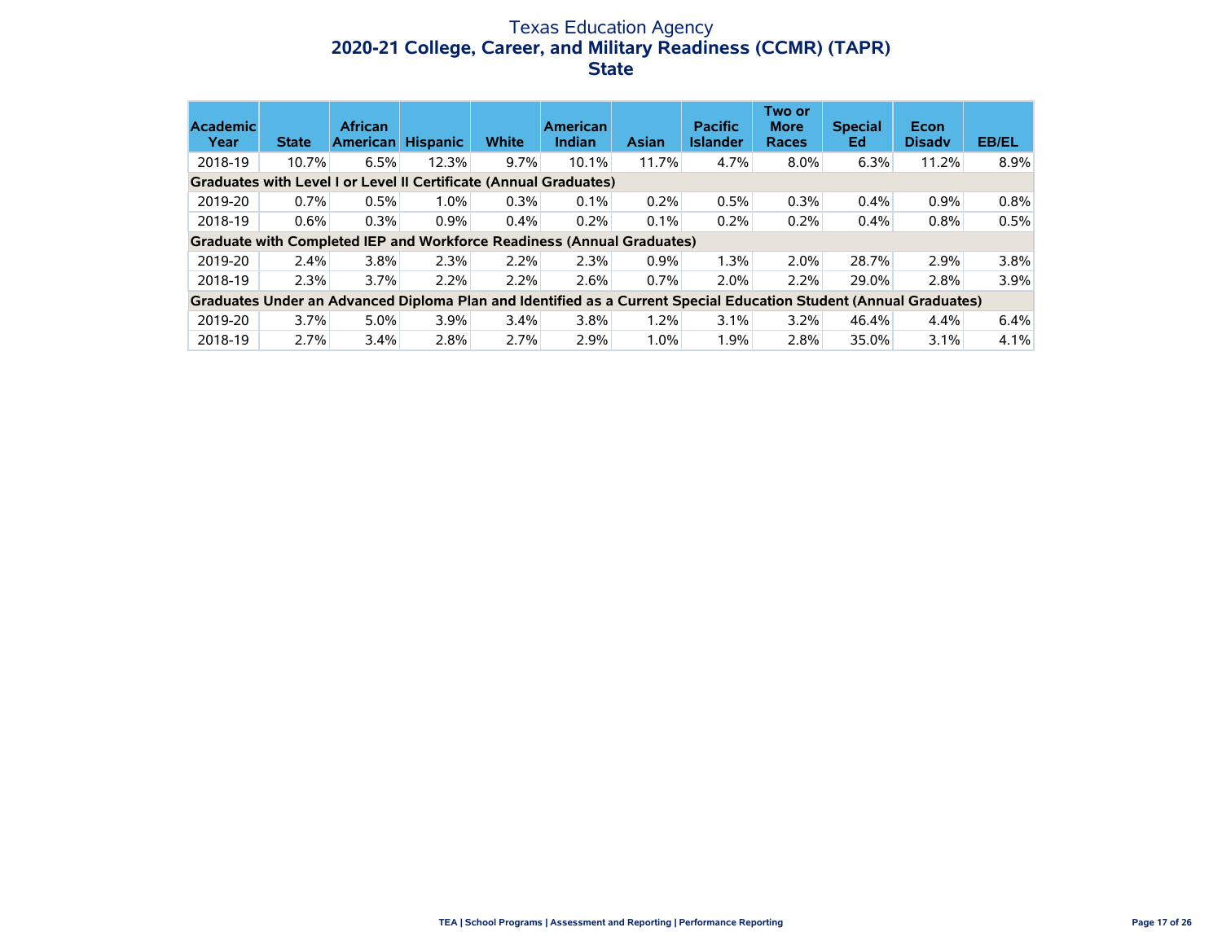# Texas Education Agency

## 2020-21 College, Career, and Military Readiness (CCMR) (TAPR)

## State

| Academic Year | State | African American | Hispanic | White | American Indian | Asian | Pacific Islander | Two or More Races | Special Ed | Econ Disadv | EB/EL |
|---|---|---|---|---|---|---|---|---|---|---|---|
| 2018-19 | 10.7% | 6.5% | 12.3% | 9.7% | 10.1% | 11.7% | 4.7% | 8.0% | 6.3% | 11.2% | 8.9% |
| **Graduates with Level I or Level II Certificate (Annual Graduates)** | | | | | | | | | | | |
| 2019-20 | 0.7% | 0.5% | 1.0% | 0.3% | 0.1% | 0.2% | 0.5% | 0.3% | 0.4% | 0.9% | 0.8% |
| 2018-19 | 0.6% | 0.3% | 0.9% | 0.4% | 0.2% | 0.1% | 0.2% | 0.2% | 0.4% | 0.8% | 0.5% |
| **Graduate with Completed IEP and Workforce Readiness (Annual Graduates)** | | | | | | | | | | | |
| 2019-20 | 2.4% | 3.8% | 2.3% | 2.2% | 2.3% | 0.9% | 1.3% | 2.0% | 28.7% | 2.9% | 3.8% |
| 2018-19 | 2.3% | 3.7% | 2.2% | 2.2% | 2.6% | 0.7% | 2.0% | 2.2% | 29.0% | 2.8% | 3.9% |
| **Graduates Under an Advanced Diploma Plan and Identified as a Current Special Education Student (Annual Graduates)** | | | | | | | | | | | |
| 2019-20 | 3.7% | 5.0% | 3.9% | 3.4% | 3.8% | 1.2% | 3.1% | 3.2% | 46.4% | 4.4% | 6.4% |
| 2018-19 | 2.7% | 3.4% | 2.8% | 2.7% | 2.9% | 1.0% | 1.9% | 2.8% | 35.0% | 3.1% | 4.1% |

TEA | School Programs | Assessment and Reporting | Performance Reporting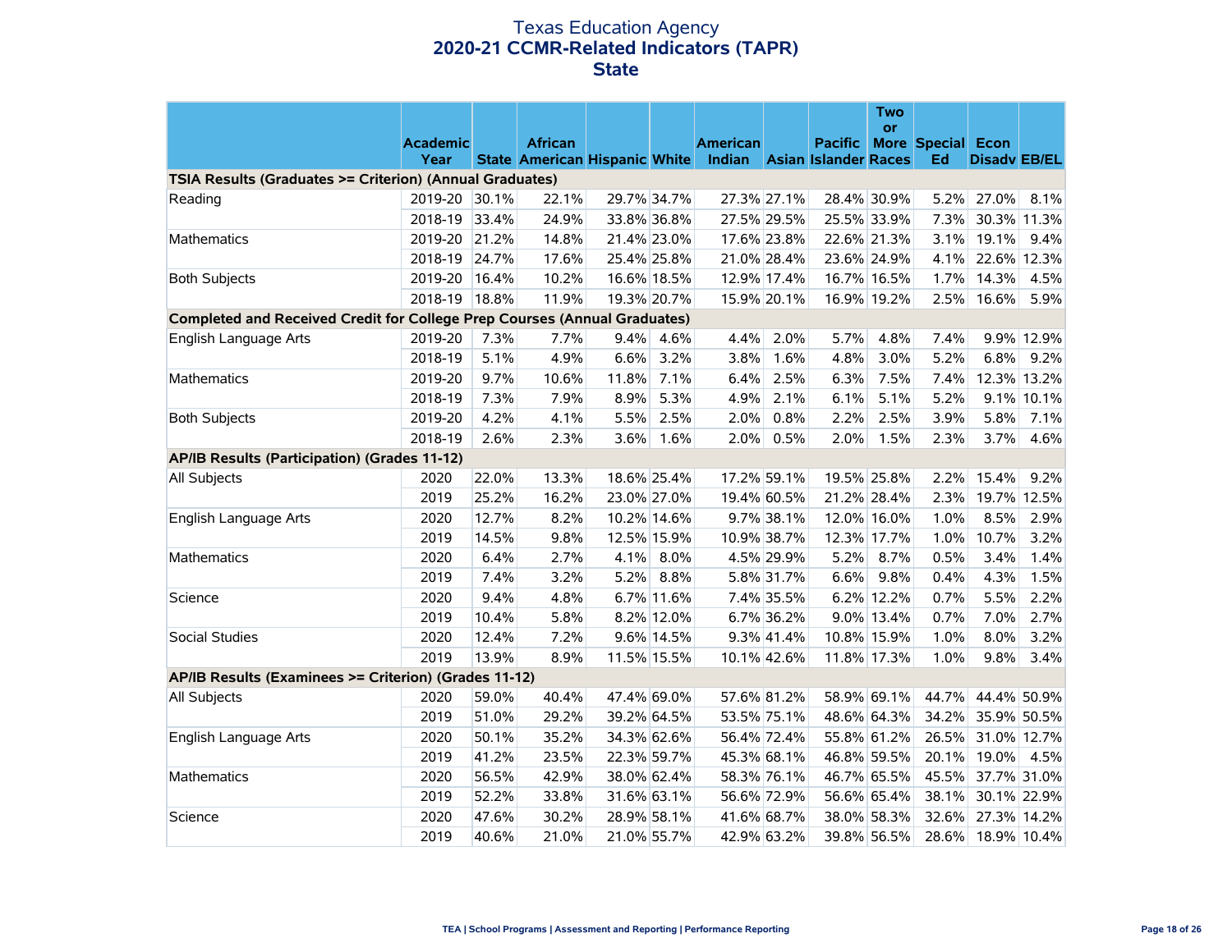# Texas Education Agency
## 2020-21 CCMR-Related Indicators (TAPR)
## State

| | Academic Year | State | African American | Hispanic | White | American Indian | Asian | Pacific Islander | Two or More Races | Special Ed | Econ Disadv | EB/EL |
|---|---|---|---|---|---|---|---|---|---|---|---|---|
| **TSIA Results (Graduates >= Criterion) (Annual Graduates)** | | | | | | | | | | | | |
| Reading | 2019-20 | 30.1% | 22.1% | 29.7% | 34.7% | 27.3% | 27.1% | 28.4% | 30.9% | 5.2% | 27.0% | 8.1% |
| | 2018-19 | 33.4% | 24.9% | 33.8% | 36.8% | 27.5% | 29.5% | 25.5% | 33.9% | 7.3% | 30.3% | 11.3% |
| Mathematics | 2019-20 | 21.2% | 14.8% | 21.4% | 23.0% | 17.6% | 23.8% | 22.6% | 21.3% | 3.1% | 19.1% | 9.4% |
| | 2018-19 | 24.7% | 17.6% | 25.4% | 25.8% | 21.0% | 28.4% | 23.6% | 24.9% | 4.1% | 22.6% | 12.3% |
| Both Subjects | 2019-20 | 16.4% | 10.2% | 16.6% | 18.5% | 12.9% | 17.4% | 16.7% | 16.5% | 1.7% | 14.3% | 4.5% |
| | 2018-19 | 18.8% | 11.9% | 19.3% | 20.7% | 15.9% | 20.1% | 16.9% | 19.2% | 2.5% | 16.6% | 5.9% |
| **Completed and Received Credit for College Prep Courses (Annual Graduates)** | | | | | | | | | | | | |
| English Language Arts | 2019-20 | 7.3% | 7.7% | 9.4% | 4.6% | 4.4% | 2.0% | 5.7% | 4.8% | 7.4% | 9.9% | 12.9% |
| | 2018-19 | 5.1% | 4.9% | 6.6% | 3.2% | 3.8% | 1.6% | 4.8% | 3.0% | 5.2% | 6.8% | 9.2% |
| Mathematics | 2019-20 | 9.7% | 10.6% | 11.8% | 7.1% | 6.4% | 2.5% | 6.3% | 7.5% | 7.4% | 12.3% | 13.2% |
| | 2018-19 | 7.3% | 7.9% | 8.9% | 5.3% | 4.9% | 2.1% | 6.1% | 5.1% | 5.2% | 9.1% | 10.1% |
| Both Subjects | 2019-20 | 4.2% | 4.1% | 5.5% | 2.5% | 2.0% | 0.8% | 2.2% | 2.5% | 3.9% | 5.8% | 7.1% |
| | 2018-19 | 2.6% | 2.3% | 3.6% | 1.6% | 2.0% | 0.5% | 2.0% | 1.5% | 2.3% | 3.7% | 4.6% |
| **AP/IB Results (Participation) (Grades 11-12)** | | | | | | | | | | | | |
| All Subjects | 2020 | 22.0% | 13.3% | 18.6% | 25.4% | 17.2% | 59.1% | 19.5% | 25.8% | 2.2% | 15.4% | 9.2% |
| | 2019 | 25.2% | 16.2% | 23.0% | 27.0% | 19.4% | 60.5% | 21.2% | 28.4% | 2.3% | 19.7% | 12.5% |
| English Language Arts | 2020 | 12.7% | 8.2% | 10.2% | 14.6% | 9.7% | 38.1% | 12.0% | 16.0% | 1.0% | 8.5% | 2.9% |
| | 2019 | 14.5% | 9.8% | 12.5% | 15.9% | 10.9% | 38.7% | 12.3% | 17.7% | 1.0% | 10.7% | 3.2% |
| Mathematics | 2020 | 6.4% | 2.7% | 4.1% | 8.0% | 4.5% | 29.9% | 5.2% | 8.7% | 0.5% | 3.4% | 1.4% |
| | 2019 | 7.4% | 3.2% | 5.2% | 8.8% | 5.8% | 31.7% | 6.6% | 9.8% | 0.4% | 4.3% | 1.5% |
| Science | 2020 | 9.4% | 4.8% | 6.7% | 11.6% | 7.4% | 35.5% | 6.2% | 12.2% | 0.7% | 5.5% | 2.2% |
| | 2019 | 10.4% | 5.8% | 8.2% | 12.0% | 6.7% | 36.2% | 9.0% | 13.4% | 0.7% | 7.0% | 2.7% |
| Social Studies | 2020 | 12.4% | 7.2% | 9.6% | 14.5% | 9.3% | 41.4% | 10.8% | 15.9% | 1.0% | 8.0% | 3.2% |
| | 2019 | 13.9% | 8.9% | 11.5% | 15.5% | 10.1% | 42.6% | 11.8% | 17.3% | 1.0% | 9.8% | 3.4% |
| **AP/IB Results (Examinees >= Criterion) (Grades 11-12)** | | | | | | | | | | | | |
| All Subjects | 2020 | 59.0% | 40.4% | 47.4% | 69.0% | 57.6% | 81.2% | 58.9% | 69.1% | 44.7% | 44.4% | 50.9% |
| | 2019 | 51.0% | 29.2% | 39.2% | 64.5% | 53.5% | 75.1% | 48.6% | 64.3% | 34.2% | 35.9% | 50.5% |
| English Language Arts | 2020 | 50.1% | 35.2% | 34.3% | 62.6% | 56.4% | 72.4% | 55.8% | 61.2% | 26.5% | 31.0% | 12.7% |
| | 2019 | 41.2% | 23.5% | 22.3% | 59.7% | 45.3% | 68.1% | 46.8% | 59.5% | 20.1% | 19.0% | 4.5% |
| Mathematics | 2020 | 56.5% | 42.9% | 38.0% | 62.4% | 58.3% | 76.1% | 46.7% | 65.5% | 45.5% | 37.7% | 31.0% |
| | 2019 | 52.2% | 33.8% | 31.6% | 63.1% | 56.6% | 72.9% | 56.6% | 65.4% | 38.1% | 30.1% | 22.9% |
| Science | 2020 | 47.6% | 30.2% | 28.9% | 58.1% | 41.6% | 68.7% | 38.0% | 58.3% | 32.6% | 27.3% | 14.2% |
| | 2019 | 40.6% | 21.0% | 21.0% | 55.7% | 42.9% | 63.2% | 39.8% | 56.5% | 28.6% | 18.9% | 10.4% |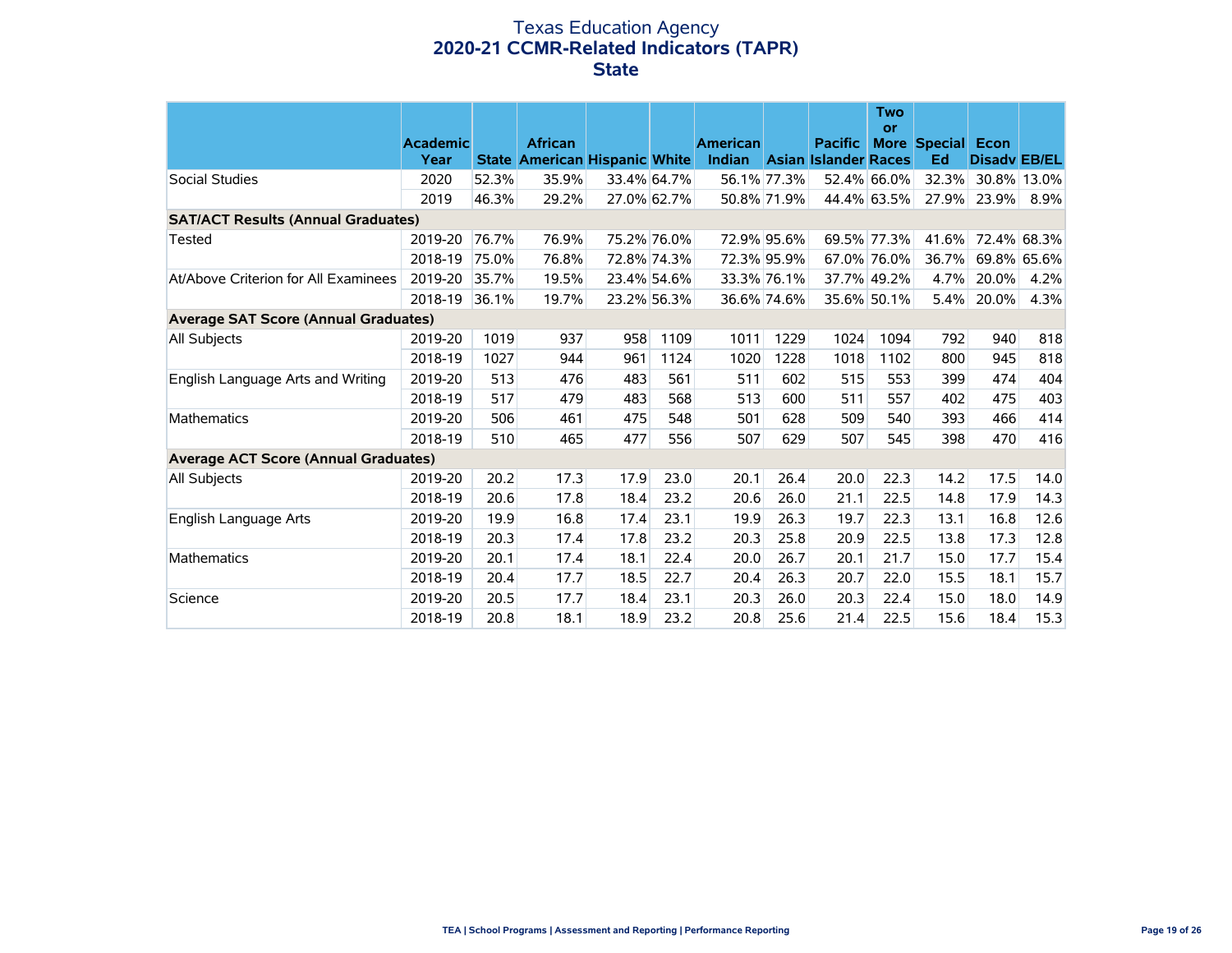# Texas Education Agency
## 2020-21 CCMR-Related Indicators (TAPR)
## State

| | Academic Year | State | African American | Hispanic | White | American Indian | Asian | Pacific Islander | Two or More Races | Special Ed | Econ Disadv | EB/EL |
|---|---|---|---|---|---|---|---|---|---|---|---|---|
| Social Studies | 2020 | 52.3% | 35.9% | 33.4% | 64.7% | 56.1% | 77.3% | 52.4% | 66.0% | 32.3% | 30.8% | 13.0% |
| | 2019 | 46.3% | 29.2% | 27.0% | 62.7% | 50.8% | 71.9% | 44.4% | 63.5% | 27.9% | 23.9% | 8.9% |
| **SAT/ACT Results (Annual Graduates)** | | | | | | | | | | | | |
| Tested | 2019-20 | 76.7% | 76.9% | 75.2% | 76.0% | 72.9% | 95.6% | 69.5% | 77.3% | 41.6% | 72.4% | 68.3% |
| | 2018-19 | 75.0% | 76.8% | 72.8% | 74.3% | 72.3% | 95.9% | 67.0% | 76.0% | 36.7% | 69.8% | 65.6% |
| At/Above Criterion for All Examinees | 2019-20 | 35.7% | 19.5% | 23.4% | 54.6% | 33.3% | 76.1% | 37.7% | 49.2% | 4.7% | 20.0% | 4.2% |
| | 2018-19 | 36.1% | 19.7% | 23.2% | 56.3% | 36.6% | 74.6% | 35.6% | 50.1% | 5.4% | 20.0% | 4.3% |
| **Average SAT Score (Annual Graduates)** | | | | | | | | | | | | |
| All Subjects | 2019-20 | 1019 | 937 | 958 | 1109 | 1011 | 1229 | 1024 | 1094 | 792 | 940 | 818 |
| | 2018-19 | 1027 | 944 | 961 | 1124 | 1020 | 1228 | 1018 | 1102 | 800 | 945 | 818 |
| English Language Arts and Writing | 2019-20 | 513 | 476 | 483 | 561 | 511 | 602 | 515 | 553 | 399 | 474 | 404 |
| | 2018-19 | 517 | 479 | 483 | 568 | 513 | 600 | 511 | 557 | 402 | 475 | 403 |
| Mathematics | 2019-20 | 506 | 461 | 475 | 548 | 501 | 628 | 509 | 540 | 393 | 466 | 414 |
| | 2018-19 | 510 | 465 | 477 | 556 | 507 | 629 | 507 | 545 | 398 | 470 | 416 |
| **Average ACT Score (Annual Graduates)** | | | | | | | | | | | | |
| All Subjects | 2019-20 | 20.2 | 17.3 | 17.9 | 23.0 | 20.1 | 26.4 | 20.0 | 22.3 | 14.2 | 17.5 | 14.0 |
| | 2018-19 | 20.6 | 17.8 | 18.4 | 23.2 | 20.6 | 26.0 | 21.1 | 22.5 | 14.8 | 17.9 | 14.3 |
| English Language Arts | 2019-20 | 19.9 | 16.8 | 17.4 | 23.1 | 19.9 | 26.3 | 19.7 | 22.3 | 13.1 | 16.8 | 12.6 |
| | 2018-19 | 20.3 | 17.4 | 17.8 | 23.2 | 20.3 | 25.8 | 20.9 | 22.5 | 13.8 | 17.3 | 12.8 |
| Mathematics | 2019-20 | 20.1 | 17.4 | 18.1 | 22.4 | 20.0 | 26.7 | 20.1 | 21.7 | 15.0 | 17.7 | 15.4 |
| | 2018-19 | 20.4 | 17.7 | 18.5 | 22.7 | 20.4 | 26.3 | 20.7 | 22.0 | 15.5 | 18.1 | 15.7 |
| Science | 2019-20 | 20.5 | 17.7 | 18.4 | 23.1 | 20.3 | 26.0 | 20.3 | 22.4 | 15.0 | 18.0 | 14.9 |
| | 2018-19 | 20.8 | 18.1 | 18.9 | 23.2 | 20.8 | 25.6 | 21.4 | 22.5 | 15.6 | 18.4 | 15.3 |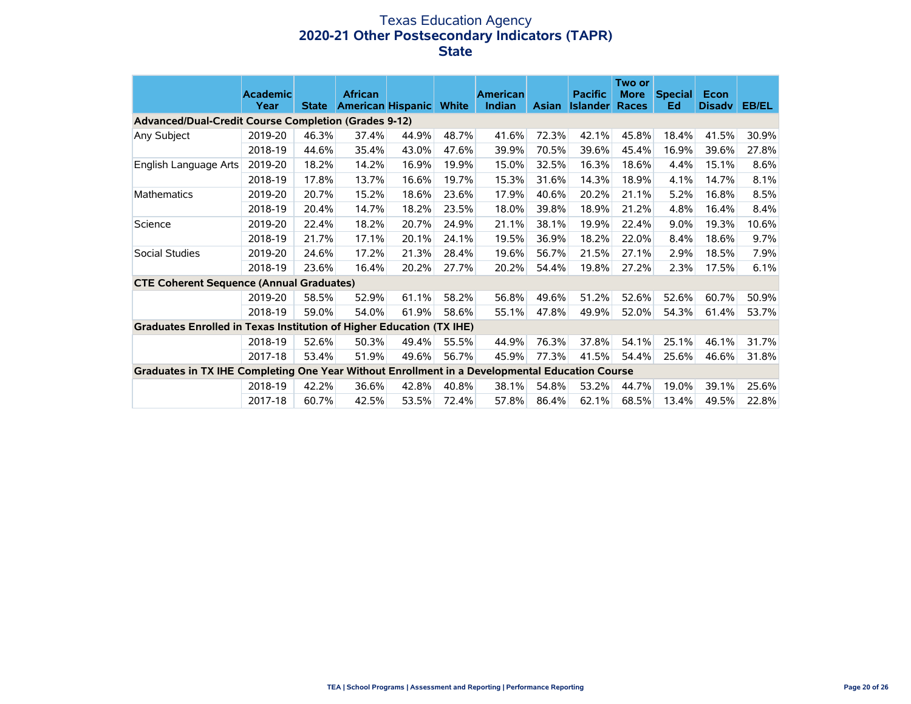# Texas Education Agency
## 2020-21 Other Postsecondary Indicators (TAPR)
## State

| | Academic Year | State | African American | Hispanic | White | American Indian | Asian | Pacific Islander | Two or More Races | Special Ed | Econ Disadv | EB/EL |
|---|---|---|---|---|---|---|---|---|---|---|---|---|
| **Advanced/Dual-Credit Course Completion (Grades 9-12)** | | | | | | | | | | | | |
| Any Subject | 2019-20 | 46.3% | 37.4% | 44.9% | 48.7% | 41.6% | 72.3% | 42.1% | 45.8% | 18.4% | 41.5% | 30.9% |
| | 2018-19 | 44.6% | 35.4% | 43.0% | 47.6% | 39.9% | 70.5% | 39.6% | 45.4% | 16.9% | 39.6% | 27.8% |
| English Language Arts | 2019-20 | 18.2% | 14.2% | 16.9% | 19.9% | 15.0% | 32.5% | 16.3% | 18.6% | 4.4% | 15.1% | 8.6% |
| | 2018-19 | 17.8% | 13.7% | 16.6% | 19.7% | 15.3% | 31.6% | 14.3% | 18.9% | 4.1% | 14.7% | 8.1% |
| Mathematics | 2019-20 | 20.7% | 15.2% | 18.6% | 23.6% | 17.9% | 40.6% | 20.2% | 21.1% | 5.2% | 16.8% | 8.5% |
| | 2018-19 | 20.4% | 14.7% | 18.2% | 23.5% | 18.0% | 39.8% | 18.9% | 21.2% | 4.8% | 16.4% | 8.4% |
| Science | 2019-20 | 22.4% | 18.2% | 20.7% | 24.9% | 21.1% | 38.1% | 19.9% | 22.4% | 9.0% | 19.3% | 10.6% |
| | 2018-19 | 21.7% | 17.1% | 20.1% | 24.1% | 19.5% | 36.9% | 18.2% | 22.0% | 8.4% | 18.6% | 9.7% |
| Social Studies | 2019-20 | 24.6% | 17.2% | 21.3% | 28.4% | 19.6% | 56.7% | 21.5% | 27.1% | 2.9% | 18.5% | 7.9% |
| | 2018-19 | 23.6% | 16.4% | 20.2% | 27.7% | 20.2% | 54.4% | 19.8% | 27.2% | 2.3% | 17.5% | 6.1% |
| **CTE Coherent Sequence (Annual Graduates)** | | | | | | | | | | | | |
| | 2019-20 | 58.5% | 52.9% | 61.1% | 58.2% | 56.8% | 49.6% | 51.2% | 52.6% | 52.6% | 60.7% | 50.9% |
| | 2018-19 | 59.0% | 54.0% | 61.9% | 58.6% | 55.1% | 47.8% | 49.9% | 52.0% | 54.3% | 61.4% | 53.7% |
| **Graduates Enrolled in Texas Institution of Higher Education (TX IHE)** | | | | | | | | | | | | |
| | 2018-19 | 52.6% | 50.3% | 49.4% | 55.5% | 44.9% | 76.3% | 37.8% | 54.1% | 25.1% | 46.1% | 31.7% |
| | 2017-18 | 53.4% | 51.9% | 49.6% | 56.7% | 45.9% | 77.3% | 41.5% | 54.4% | 25.6% | 46.6% | 31.8% |
| **Graduates in TX IHE Completing One Year Without Enrollment in a Developmental Education Course** | | | | | | | | | | | | |
| | 2018-19 | 42.2% | 36.6% | 42.8% | 40.8% | 38.1% | 54.8% | 53.2% | 44.7% | 19.0% | 39.1% | 25.6% |
| | 2017-18 | 60.7% | 42.5% | 53.5% | 72.4% | 57.8% | 86.4% | 62.1% | 68.5% | 13.4% | 49.5% | 22.8% |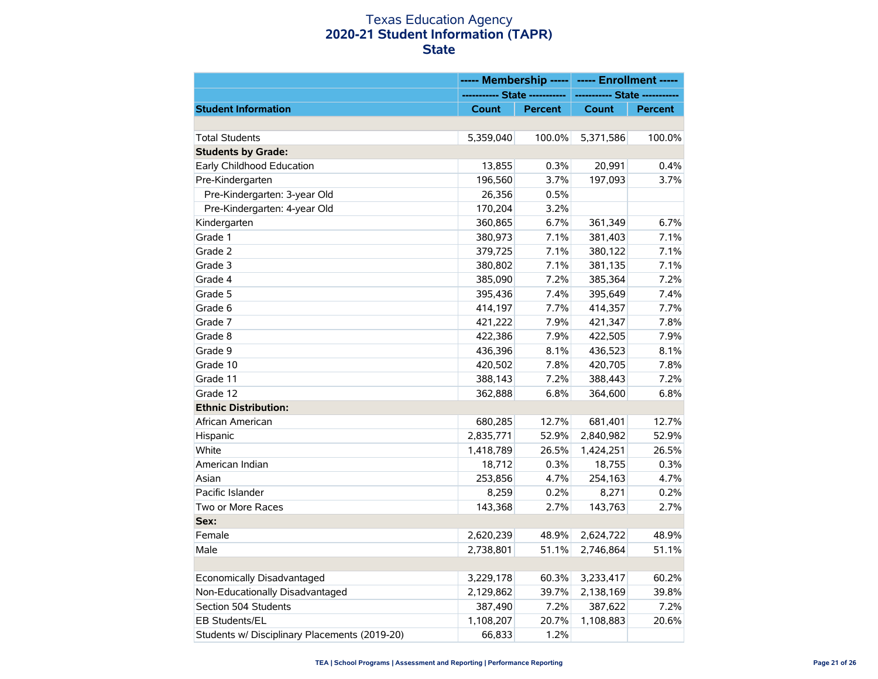# Texas Education Agency
## 2020-21 Student Information (TAPR)
## State

| | ----- Membership ----- | | ----- Enrollment ----- | |
|---|---|---|---|---|
| | ----------- State ----------- | | ----------- State ----------- | |
| **Student Information** | **Count** | **Percent** | **Count** | **Percent** |
| | | | | |
| Total Students | 5,359,040 | 100.0% | 5,371,586 | 100.0% |
| **Students by Grade:** | | | | |
| Early Childhood Education | 13,855 | 0.3% | 20,991 | 0.4% |
| Pre-Kindergarten | 196,560 | 3.7% | 197,093 | 3.7% |
| Pre-Kindergarten: 3-year Old | 26,356 | 0.5% | | |
| Pre-Kindergarten: 4-year Old | 170,204 | 3.2% | | |
| Kindergarten | 360,865 | 6.7% | 361,349 | 6.7% |
| Grade 1 | 380,973 | 7.1% | 381,403 | 7.1% |
| Grade 2 | 379,725 | 7.1% | 380,122 | 7.1% |
| Grade 3 | 380,802 | 7.1% | 381,135 | 7.1% |
| Grade 4 | 385,090 | 7.2% | 385,364 | 7.2% |
| Grade 5 | 395,436 | 7.4% | 395,649 | 7.4% |
| Grade 6 | 414,197 | 7.7% | 414,357 | 7.7% |
| Grade 7 | 421,222 | 7.9% | 421,347 | 7.8% |
| Grade 8 | 422,386 | 7.9% | 422,505 | 7.9% |
| Grade 9 | 436,396 | 8.1% | 436,523 | 8.1% |
| Grade 10 | 420,502 | 7.8% | 420,705 | 7.8% |
| Grade 11 | 388,143 | 7.2% | 388,443 | 7.2% |
| Grade 12 | 362,888 | 6.8% | 364,600 | 6.8% |
| **Ethnic Distribution:** | | | | |
| African American | 680,285 | 12.7% | 681,401 | 12.7% |
| Hispanic | 2,835,771 | 52.9% | 2,840,982 | 52.9% |
| White | 1,418,789 | 26.5% | 1,424,251 | 26.5% |
| American Indian | 18,712 | 0.3% | 18,755 | 0.3% |
| Asian | 253,856 | 4.7% | 254,163 | 4.7% |
| Pacific Islander | 8,259 | 0.2% | 8,271 | 0.2% |
| Two or More Races | 143,368 | 2.7% | 143,763 | 2.7% |
| **Sex:** | | | | |
| Female | 2,620,239 | 48.9% | 2,624,722 | 48.9% |
| Male | 2,738,801 | 51.1% | 2,746,864 | 51.1% |
| | | | | |
| Economically Disadvantaged | 3,229,178 | 60.3% | 3,233,417 | 60.2% |
| Non-Educationally Disadvantaged | 2,129,862 | 39.7% | 2,138,169 | 39.8% |
| Section 504 Students | 387,490 | 7.2% | 387,622 | 7.2% |
| EB Students/EL | 1,108,207 | 20.7% | 1,108,883 | 20.6% |
| Students w/ Disciplinary Placements (2019-20) | 66,833 | 1.2% | | |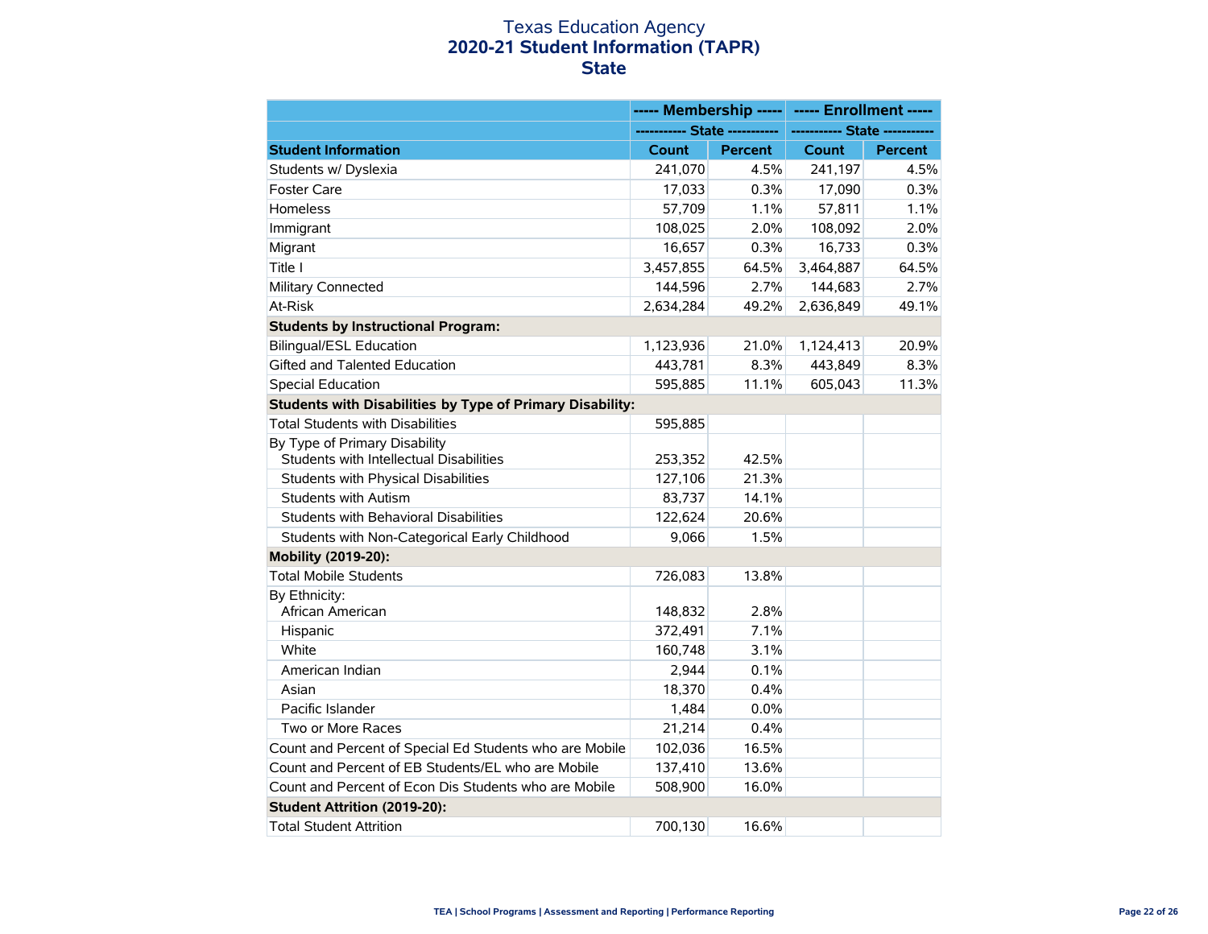# Texas Education Agency
## 2020-21 Student Information (TAPR)
## State

| | ----- Membership ----- | | ----- Enrollment ----- | |
|---|---|---|---|---|
| | ----------- State ----------- | | ----------- State ----------- | |
| **Student Information** | **Count** | **Percent** | **Count** | **Percent** |
| Students w/ Dyslexia | 241,070 | 4.5% | 241,197 | 4.5% |
| Foster Care | 17,033 | 0.3% | 17,090 | 0.3% |
| Homeless | 57,709 | 1.1% | 57,811 | 1.1% |
| Immigrant | 108,025 | 2.0% | 108,092 | 2.0% |
| Migrant | 16,657 | 0.3% | 16,733 | 0.3% |
| Title I | 3,457,855 | 64.5% | 3,464,887 | 64.5% |
| Military Connected | 144,596 | 2.7% | 144,683 | 2.7% |
| At-Risk | 2,634,284 | 49.2% | 2,636,849 | 49.1% |
| **Students by Instructional Program:** | | | | |
| Bilingual/ESL Education | 1,123,936 | 21.0% | 1,124,413 | 20.9% |
| Gifted and Talented Education | 443,781 | 8.3% | 443,849 | 8.3% |
| Special Education | 595,885 | 11.1% | 605,043 | 11.3% |
| **Students with Disabilities by Type of Primary Disability:** | | | | |
| Total Students with Disabilities | 595,885 | | | |
| By Type of Primary Disability | | | | |
| Students with Intellectual Disabilities | 253,352 | 42.5% | | |
| Students with Physical Disabilities | 127,106 | 21.3% | | |
| Students with Autism | 83,737 | 14.1% | | |
| Students with Behavioral Disabilities | 122,624 | 20.6% | | |
| Students with Non-Categorical Early Childhood | 9,066 | 1.5% | | |
| **Mobility (2019-20):** | | | | |
| Total Mobile Students | 726,083 | 13.8% | | |
| By Ethnicity: | | | | |
| African American | 148,832 | 2.8% | | |
| Hispanic | 372,491 | 7.1% | | |
| White | 160,748 | 3.1% | | |
| American Indian | 2,944 | 0.1% | | |
| Asian | 18,370 | 0.4% | | |
| Pacific Islander | 1,484 | 0.0% | | |
| Two or More Races | 21,214 | 0.4% | | |
| Count and Percent of Special Ed Students who are Mobile | 102,036 | 16.5% | | |
| Count and Percent of EB Students/EL who are Mobile | 137,410 | 13.6% | | |
| Count and Percent of Econ Dis Students who are Mobile | 508,900 | 16.0% | | |
| **Student Attrition (2019-20):** | | | | |
| Total Student Attrition | 700,130 | 16.6% | | |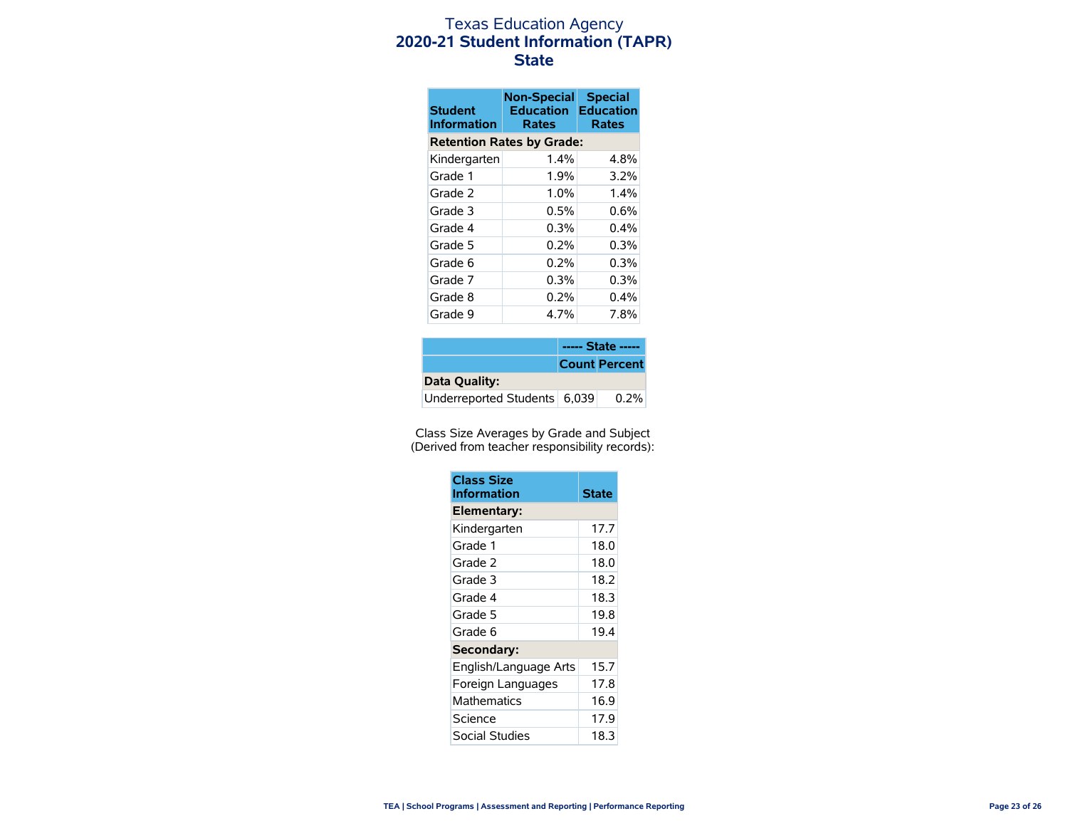# Texas Education Agency
## 2020-21 Student Information (TAPR)
## State

| Student Information | Non-Special Education Rates | Special Education Rates |
|---|---|---|
| **Retention Rates by Grade:** | | |
| Kindergarten | 1.4% | 4.8% |
| Grade 1 | 1.9% | 3.2% |
| Grade 2 | 1.0% | 1.4% |
| Grade 3 | 0.5% | 0.6% |
| Grade 4 | 0.3% | 0.4% |
| Grade 5 | 0.2% | 0.3% |
| Grade 6 | 0.2% | 0.3% |
| Grade 7 | 0.3% | 0.3% |
| Grade 8 | 0.2% | 0.4% |
| Grade 9 | 4.7% | 7.8% |

| | ----- State ----- | |
|---|---|---|
| | Count | Percent |
| **Data Quality:** | | |
| Underreported Students | 6,039 | 0.2% |

Class Size Averages by Grade and Subject
(Derived from teacher responsibility records):

| Class Size Information | State |
|---|---|
| **Elementary:** | |
| Kindergarten | 17.7 |
| Grade 1 | 18.0 |
| Grade 2 | 18.0 |
| Grade 3 | 18.2 |
| Grade 4 | 18.3 |
| Grade 5 | 19.8 |
| Grade 6 | 19.4 |
| **Secondary:** | |
| English/Language Arts | 15.7 |
| Foreign Languages | 17.8 |
| Mathematics | 16.9 |
| Science | 17.9 |
| Social Studies | 18.3 |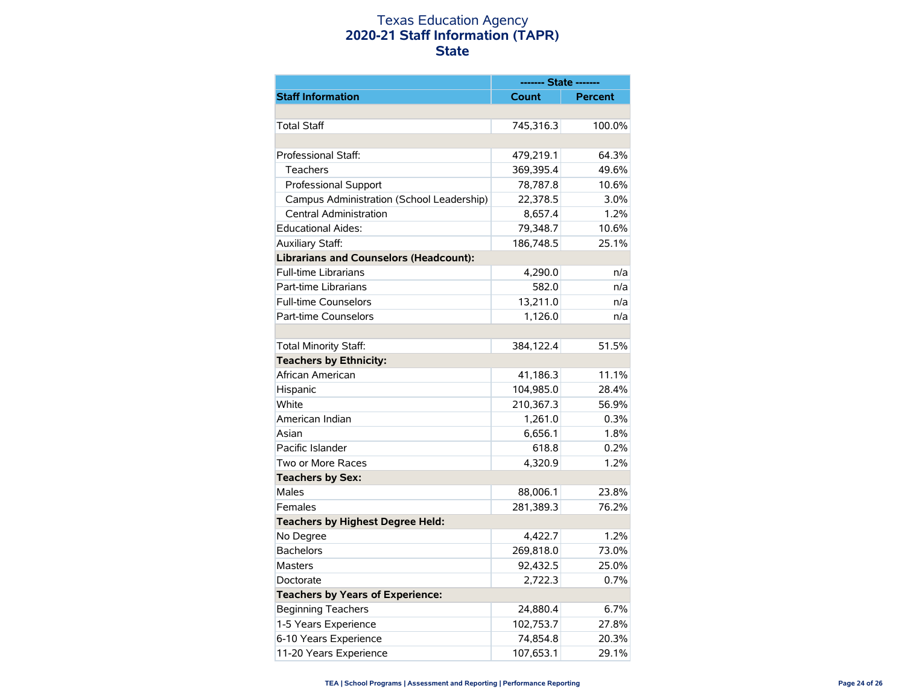# Texas Education Agency
## 2020-21 Staff Information (TAPR)
## State

| | ------- State ------- | |
|---|---|---|
| **Staff Information** | **Count** | **Percent** |
| | | |
| Total Staff | 745,316.3 | 100.0% |
| | | |
| Professional Staff: | 479,219.1 | 64.3% |
| Teachers | 369,395.4 | 49.6% |
| Professional Support | 78,787.8 | 10.6% |
| Campus Administration (School Leadership) | 22,378.5 | 3.0% |
| Central Administration | 8,657.4 | 1.2% |
| Educational Aides: | 79,348.7 | 10.6% |
| Auxiliary Staff: | 186,748.5 | 25.1% |
| **Librarians and Counselors (Headcount):** | | |
| Full-time Librarians | 4,290.0 | n/a |
| Part-time Librarians | 582.0 | n/a |
| Full-time Counselors | 13,211.0 | n/a |
| Part-time Counselors | 1,126.0 | n/a |
| | | |
| Total Minority Staff: | 384,122.4 | 51.5% |
| **Teachers by Ethnicity:** | | |
| African American | 41,186.3 | 11.1% |
| Hispanic | 104,985.0 | 28.4% |
| White | 210,367.3 | 56.9% |
| American Indian | 1,261.0 | 0.3% |
| Asian | 6,656.1 | 1.8% |
| Pacific Islander | 618.8 | 0.2% |
| Two or More Races | 4,320.9 | 1.2% |
| **Teachers by Sex:** | | |
| Males | 88,006.1 | 23.8% |
| Females | 281,389.3 | 76.2% |
| **Teachers by Highest Degree Held:** | | |
| No Degree | 4,422.7 | 1.2% |
| Bachelors | 269,818.0 | 73.0% |
| Masters | 92,432.5 | 25.0% |
| Doctorate | 2,722.3 | 0.7% |
| **Teachers by Years of Experience:** | | |
| Beginning Teachers | 24,880.4 | 6.7% |
| 1-5 Years Experience | 102,753.7 | 27.8% |
| 6-10 Years Experience | 74,854.8 | 20.3% |
| 11-20 Years Experience | 107,653.1 | 29.1% |

TEA | School Programs | Assessment and Reporting | Performance Reporting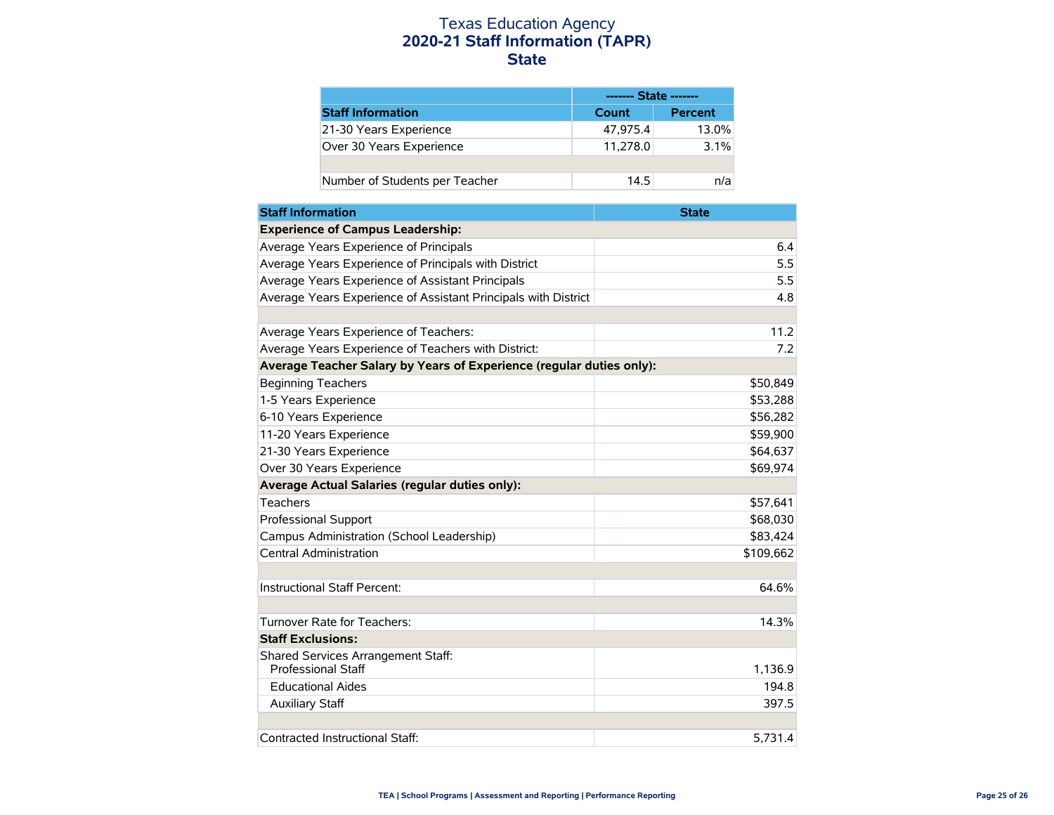# Texas Education Agency
## 2020-21 Staff Information (TAPR)
## State

| | ------- State ------- | |
|---|---|---|
| **Staff Information** | **Count** | **Percent** |
| 21-30 Years Experience | 47,975.4 | 13.0% |
| Over 30 Years Experience | 11,278.0 | 3.1% |
| | | |
| Number of Students per Teacher | 14.5 | n/a |

| Staff Information | State |
|---|---|
| **Experience of Campus Leadership:** | |
| Average Years Experience of Principals | 6.4 |
| Average Years Experience of Principals with District | 5.5 |
| Average Years Experience of Assistant Principals | 5.5 |
| Average Years Experience of Assistant Principals with District | 4.8 |
| | |
| Average Years Experience of Teachers: | 11.2 |
| Average Years Experience of Teachers with District: | 7.2 |
| **Average Teacher Salary by Years of Experience (regular duties only):** | |
| Beginning Teachers | $50,849 |
| 1-5 Years Experience | $53,288 |
| 6-10 Years Experience | $56,282 |
| 11-20 Years Experience | $59,900 |
| 21-30 Years Experience | $64,637 |
| Over 30 Years Experience | $69,974 |
| **Average Actual Salaries (regular duties only):** | |
| Teachers | $57,641 |
| Professional Support | $68,030 |
| Campus Administration (School Leadership) | $83,424 |
| Central Administration | $109,662 |
| | |
| Instructional Staff Percent: | 64.6% |
| | |
| Turnover Rate for Teachers: | 14.3% |
| **Staff Exclusions:** | |
| Shared Services Arrangement Staff: Professional Staff | 1,136.9 |
| Educational Aides | 194.8 |
| Auxiliary Staff | 397.5 |
| | |
| Contracted Instructional Staff: | 5,731.4 |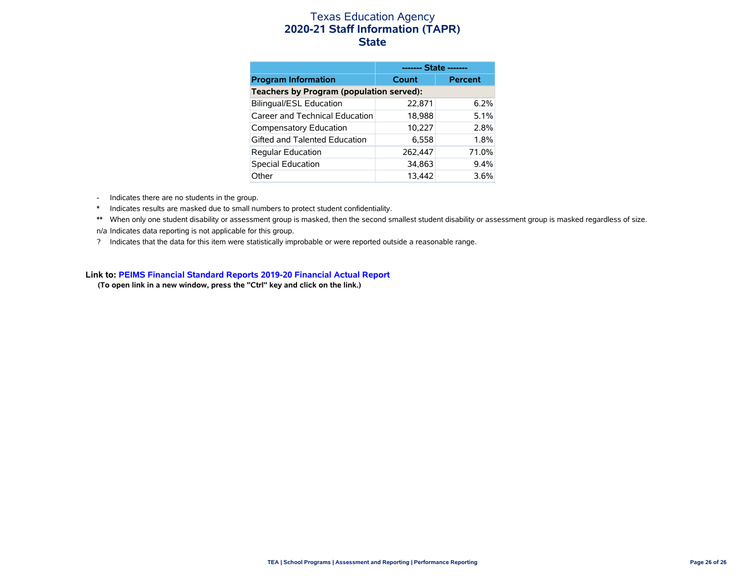# Texas Education Agency
## 2020-21 Staff Information (TAPR)
## State

| | ------- State ------- | |
|---|---|---|
| **Program Information** | **Count** | **Percent** |
| **Teachers by Program (population served):** | | |
| Bilingual/ESL Education | 22,871 | 6.2% |
| Career and Technical Education | 18,988 | 5.1% |
| Compensatory Education | 10,227 | 2.8% |
| Gifted and Talented Education | 6,558 | 1.8% |
| Regular Education | 262,447 | 71.0% |
| Special Education | 34,863 | 9.4% |
| Other | 13,442 | 3.6% |

- Indicates there are no students in the group.

\* Indicates results are masked due to small numbers to protect student confidentiality.

** When only one student disability or assessment group is masked, then the second smallest student disability or assessment group is masked regardless of size.

n/a Indicates data reporting is not applicable for this group.

? Indicates that the data for this item were statistically improbable or were reported outside a reasonable range.

**Link to: PEIMS Financial Standard Reports 2019-20 Financial Actual Report**

**(To open link in a new window, press the "Ctrl" key and click on the link.)**

**TEA | School Programs | Assessment and Reporting | Performance Reporting**